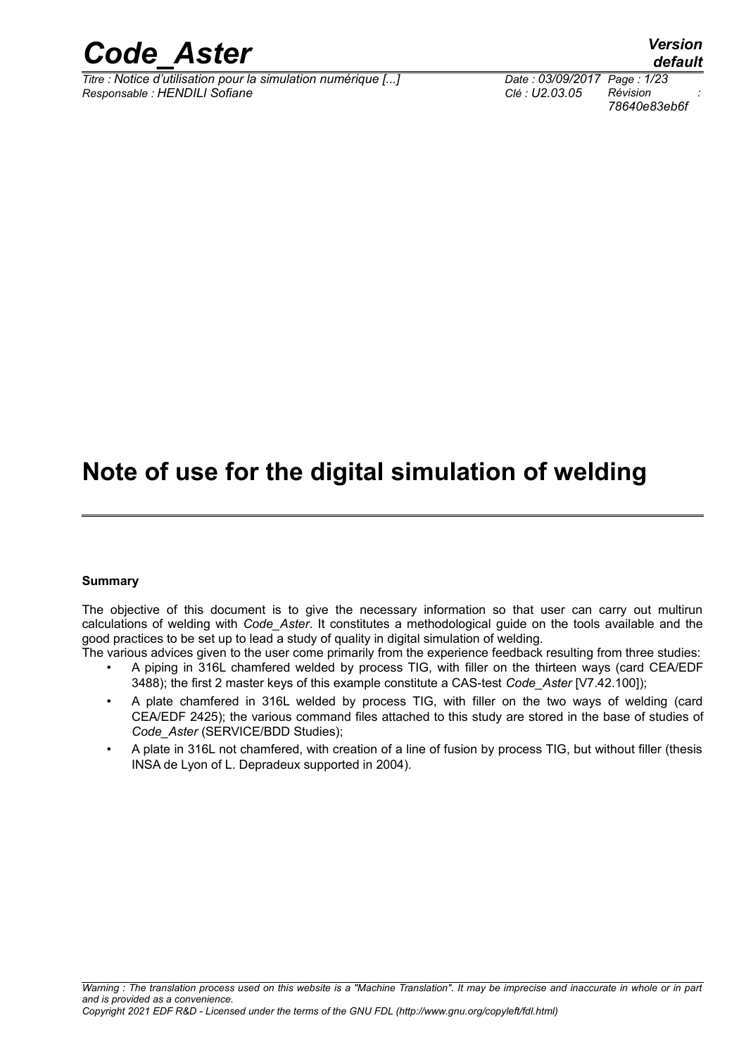# Note of use for the digital simulation of welding

**Summary**

The objective of this document is to give the necessary information so that user can carry out multirun calculations of welding with *Code_Aster*. It constitutes a methodological guide on the tools available and the good practices to be set up to lead a study of quality in digital simulation of welding.

The various advices given to the user come primarily from the experience feedback resulting from three studies:

- A piping in 316L chamfered welded by process TIG, with filler on the thirteen ways (card CEA/EDF 3488); the first 2 master keys of this example constitute a CAS-test *Code_Aster* [V7.42.100]);
- A plate chamfered in 316L welded by process TIG, with filler on the two ways of welding (card CEA/EDF 2425); the various command files attached to this study are stored in the base of studies of *Code_Aster* (SERVICE/BDD Studies);
- A plate in 316L not chamfered, with creation of a line of fusion by process TIG, but without filler (thesis INSA de Lyon of L. Depradeux supported in 2004).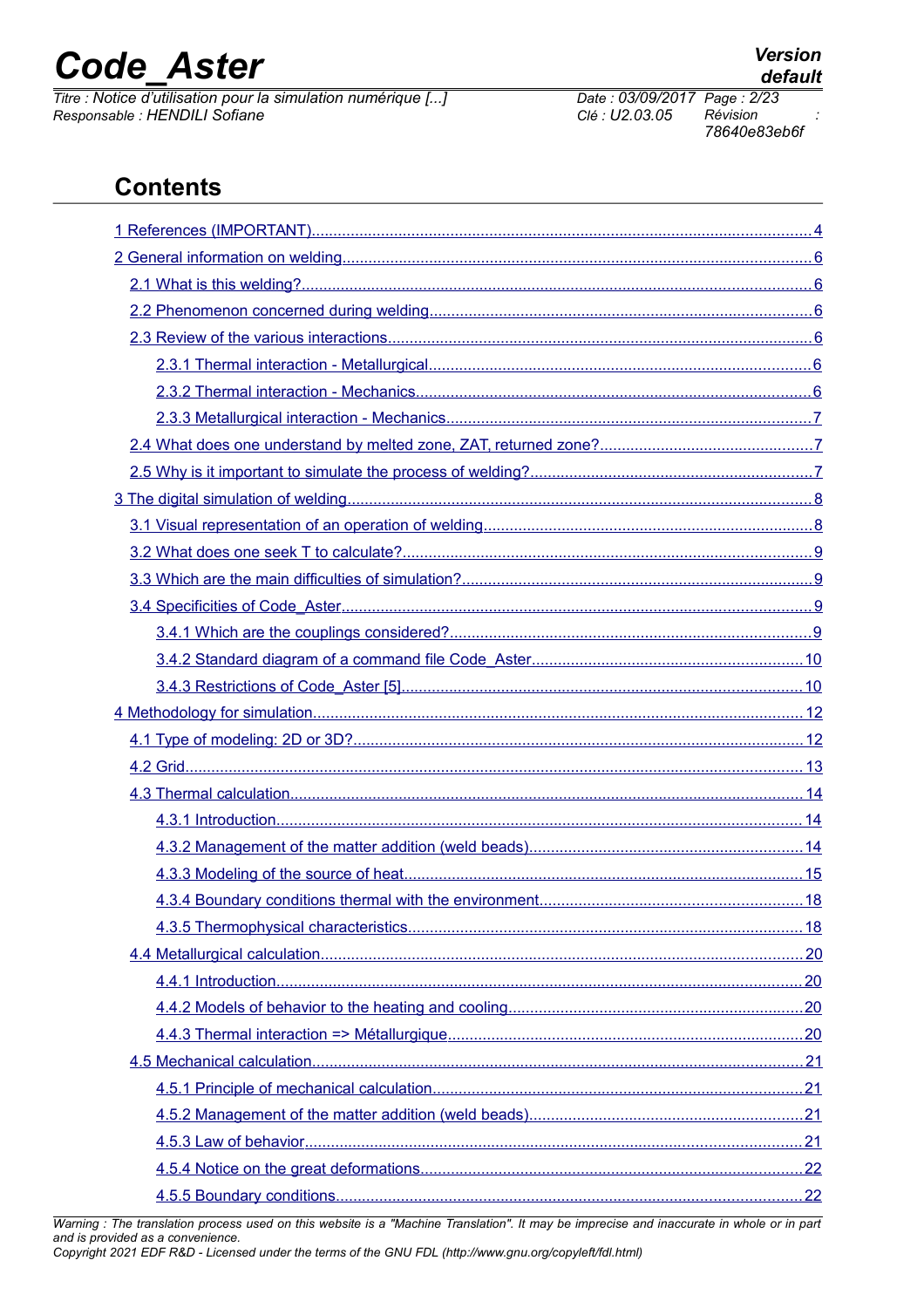# Contents

1 References (IMPORTANT)....4

2 General information on welding....6

2.1 What is this welding?....6

2.2 Phenomenon concerned during welding....6

2.3 Review of the various interactions....6

2.3.1 Thermal interaction - Metallurgical....6

2.3.2 Thermal interaction - Mechanics....6

2.3.3 Metallurgical interaction - Mechanics....7

2.4 What does one understand by melted zone, ZAT, returned zone?....7

2.5 Why is it important to simulate the process of welding?....7

3 The digital simulation of welding....8

3.1 Visual representation of an operation of welding....8

3.2 What does one seek T to calculate?....9

3.3 Which are the main difficulties of simulation?....9

3.4 Specificities of Code_Aster....9

3.4.1 Which are the couplings considered?....9

3.4.2 Standard diagram of a command file Code_Aster....10

3.4.3 Restrictions of Code_Aster [5]....10

4 Methodology for simulation....12

4.1 Type of modeling: 2D or 3D?....12

4.2 Grid....13

4.3 Thermal calculation....14

4.3.1 Introduction....14

4.3.2 Management of the matter addition (weld beads)....14

4.3.3 Modeling of the source of heat....15

4.3.4 Boundary conditions thermal with the environment....18

4.3.5 Thermophysical characteristics....18

4.4 Metallurgical calculation....20

4.4.1 Introduction....20

4.4.2 Models of behavior to the heating and cooling....20

4.4.3 Thermal interaction => Métallurgique....20

4.5 Mechanical calculation....21

4.5.1 Principle of mechanical calculation....21

4.5.2 Management of the matter addition (weld beads)....21

4.5.3 Law of behavior....21

4.5.4 Notice on the great deformations....22

4.5.5 Boundary conditions....22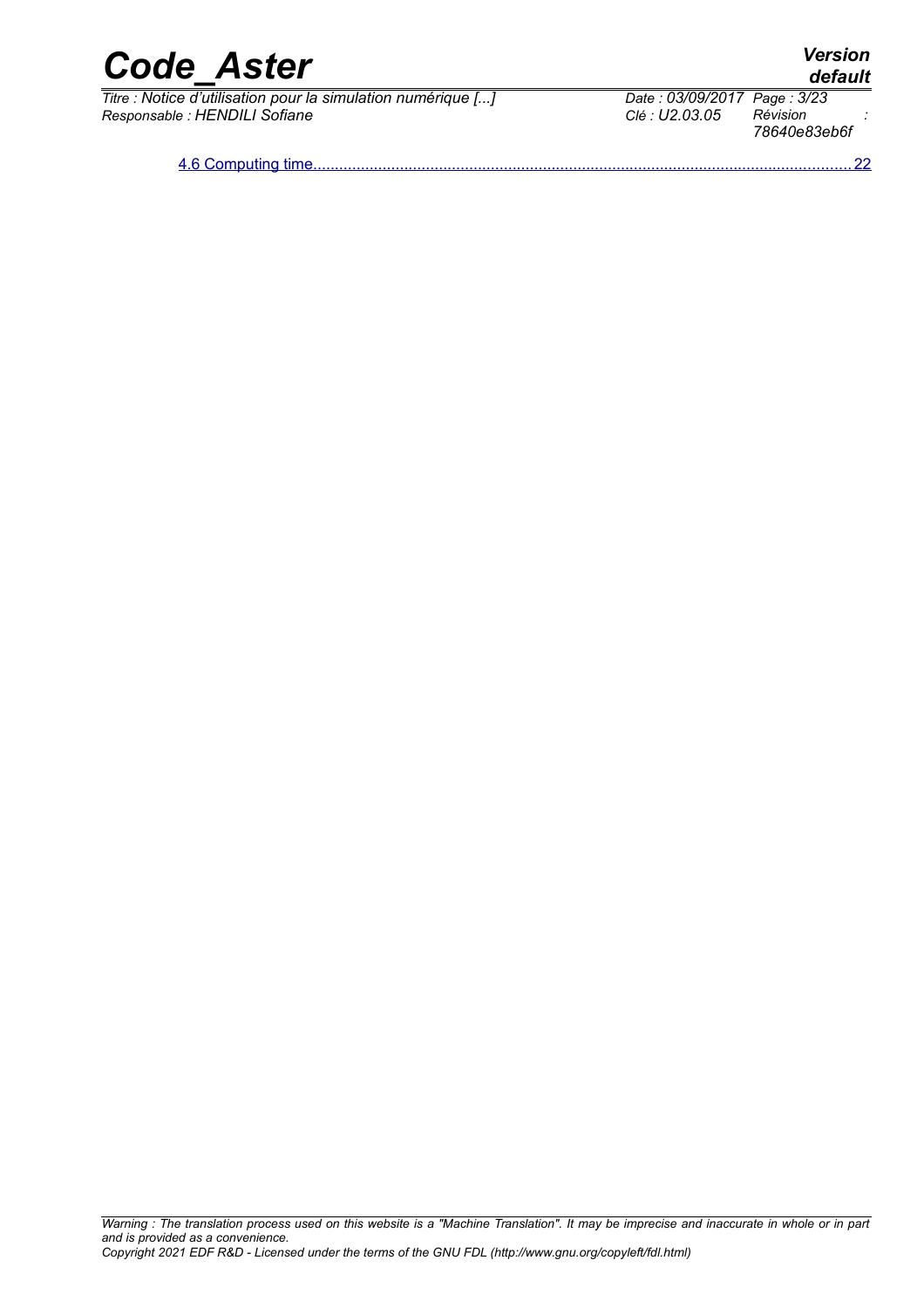4.6 Computing time........................................................................................................................22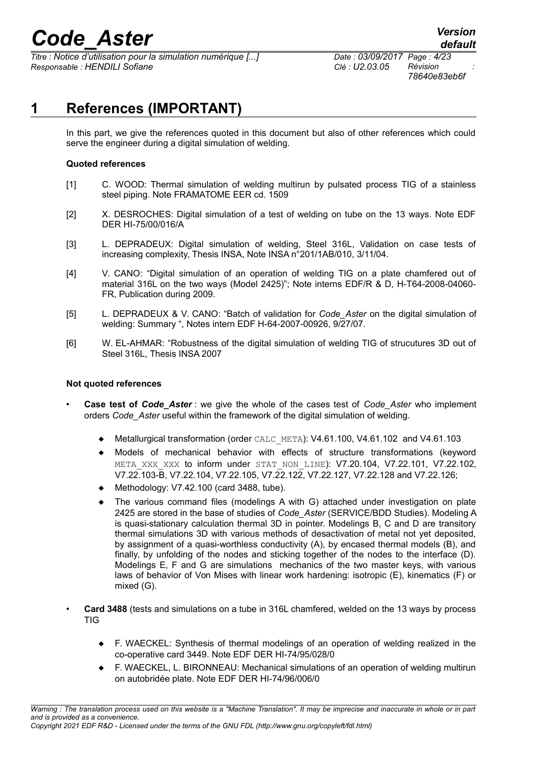# 1 References (IMPORTANT)

In this part, we give the references quoted in this document but also of other references which could serve the engineer during a digital simulation of welding.

**Quoted references**

[1] C. WOOD: Thermal simulation of welding multirun by pulsated process TIG of a stainless steel piping. Note FRAMATOME EER cd. 1509

[2] X. DESROCHES: Digital simulation of a test of welding on tube on the 13 ways. Note EDF DER HI-75/00/016/A

[3] L. DEPRADEUX: Digital simulation of welding, Steel 316L, Validation on case tests of increasing complexity, Thesis INSA, Note INSA n°201/1AB/010, 3/11/04.

[4] V. CANO: "Digital simulation of an operation of welding TIG on a plate chamfered out of material 316L on the two ways (Model 2425)"; Note interns EDF/R & D, H-T64-2008-04060-FR, Publication during 2009.

[5] L. DEPRADEUX & V. CANO: "Batch of validation for *Code_Aster* on the digital simulation of welding: Summary ", Notes intern EDF H-64-2007-00926, 9/27/07.

[6] W. EL-AHMAR: "Robustness of the digital simulation of welding TIG of strucutures 3D out of Steel 316L, Thesis INSA 2007

**Not quoted references**

- **Case test of *Code_Aster*** : we give the whole of the cases test of *Code_Aster* who implement orders *Code_Aster* useful within the framework of the digital simulation of welding.
  - Metallurgical transformation (order CALC_META): V4.61.100, V4.61.102 and V4.61.103
  - Models of mechanical behavior with effects of structure transformations (keyword META_XXX_XXX to inform under STAT_NON_LINE): V7.20.104, V7.22.101, V7.22.102, V7.22.103-B, V7.22.104, V7.22.105, V7.22.122, V7.22.127, V7.22.128 and V7.22.126;
  - Methodology: V7.42.100 (card 3488, tube).
  - The various command files (modelings A with G) attached under investigation on plate 2425 are stored in the base of studies of *Code_Aster* (SERVICE/BDD Studies). Modeling A is quasi-stationary calculation thermal 3D in pointer. Modelings B, C and D are transitory thermal simulations 3D with various methods of desactivation of metal not yet deposited, by assignment of a quasi-worthless conductivity (A), by encased thermal models (B), and finally, by unfolding of the nodes and sticking together of the nodes to the interface (D). Modelings E, F and G are simulations mechanics of the two master keys, with various laws of behavior of Von Mises with linear work hardening: isotropic (E), kinematics (F) or mixed (G).
- **Card 3488** (tests and simulations on a tube in 316L chamfered, welded on the 13 ways by process TIG
  - F. WAECKEL: Synthesis of thermal modelings of an operation of welding realized in the co-operative card 3449. Note EDF DER HI-74/95/028/0
  - F. WAECKEL, L. BIRONNEAU: Mechanical simulations of an operation of welding multirun on autobridée plate. Note EDF DER HI-74/96/006/0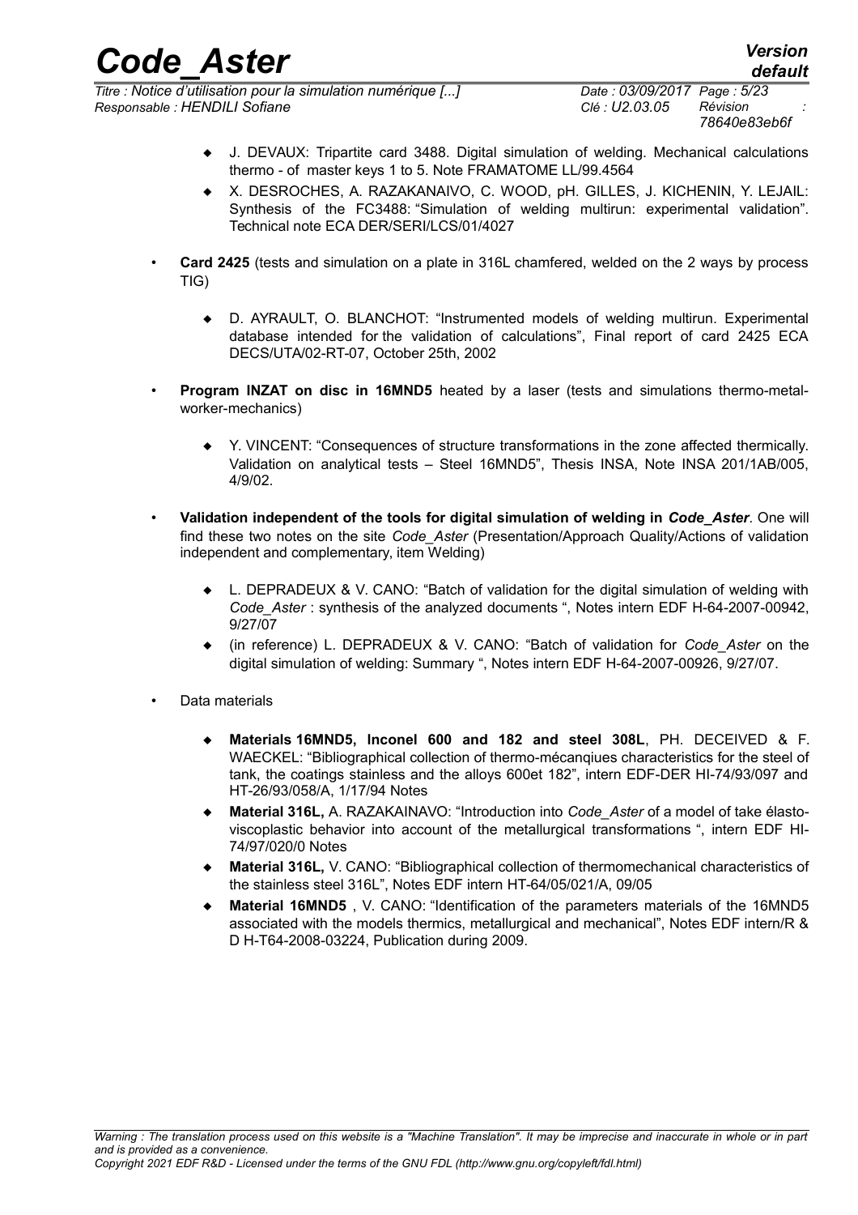- J. DEVAUX: Tripartite card 3488. Digital simulation of welding. Mechanical calculations thermo - of master keys 1 to 5. Note FRAMATOME LL/99.4564
- X. DESROCHES, A. RAZAKANAIVO, C. WOOD, pH. GILLES, J. KICHENIN, Y. LEJAIL: Synthesis of the FC3488: "Simulation of welding multirun: experimental validation". Technical note ECA DER/SERI/LCS/01/4027

- **Card 2425** (tests and simulation on a plate in 316L chamfered, welded on the 2 ways by process TIG)

  - D. AYRAULT, O. BLANCHOT: "Instrumented models of welding multirun. Experimental database intended for the validation of calculations", Final report of card 2425 ECA DECS/UTA/02-RT-07, October 25th, 2002

- **Program INZAT on disc in 16MND5** heated by a laser (tests and simulations thermo-metal-worker-mechanics)

  - Y. VINCENT: "Consequences of structure transformations in the zone affected thermically. Validation on analytical tests – Steel 16MND5", Thesis INSA, Note INSA 201/1AB/005, 4/9/02.

- **Validation independent of the tools for digital simulation of welding in *Code_Aster***. One will find these two notes on the site *Code_Aster* (Presentation/Approach Quality/Actions of validation independent and complementary, item Welding)

  - L. DEPRADEUX & V. CANO: "Batch of validation for the digital simulation of welding with *Code_Aster* : synthesis of the analyzed documents ", Notes intern EDF H-64-2007-00942, 9/27/07
  - (in reference) L. DEPRADEUX & V. CANO: "Batch of validation for *Code_Aster* on the digital simulation of welding: Summary ", Notes intern EDF H-64-2007-00926, 9/27/07.

- Data materials

  - **Materials 16MND5, Inconel 600 and 182 and steel 308L**, PH. DECEIVED & F. WAECKEL: "Bibliographical collection of thermo-mécanqiues characteristics for the steel of tank, the coatings stainless and the alloys 600et 182", intern EDF-DER HI-74/93/097 and HT-26/93/058/A, 1/17/94 Notes
  - **Material 316L,** A. RAZAKAINAVO: "Introduction into *Code_Aster* of a model of take élasto-viscoplastic behavior into account of the metallurgical transformations ", intern EDF HI-74/97/020/0 Notes
  - **Material 316L,** V. CANO: "Bibliographical collection of thermomechanical characteristics of the stainless steel 316L", Notes EDF intern HT-64/05/021/A, 09/05
  - **Material 16MND5** , V. CANO: "Identification of the parameters materials of the 16MND5 associated with the models thermics, metallurgical and mechanical", Notes EDF intern/R & D H-T64-2008-03224, Publication during 2009.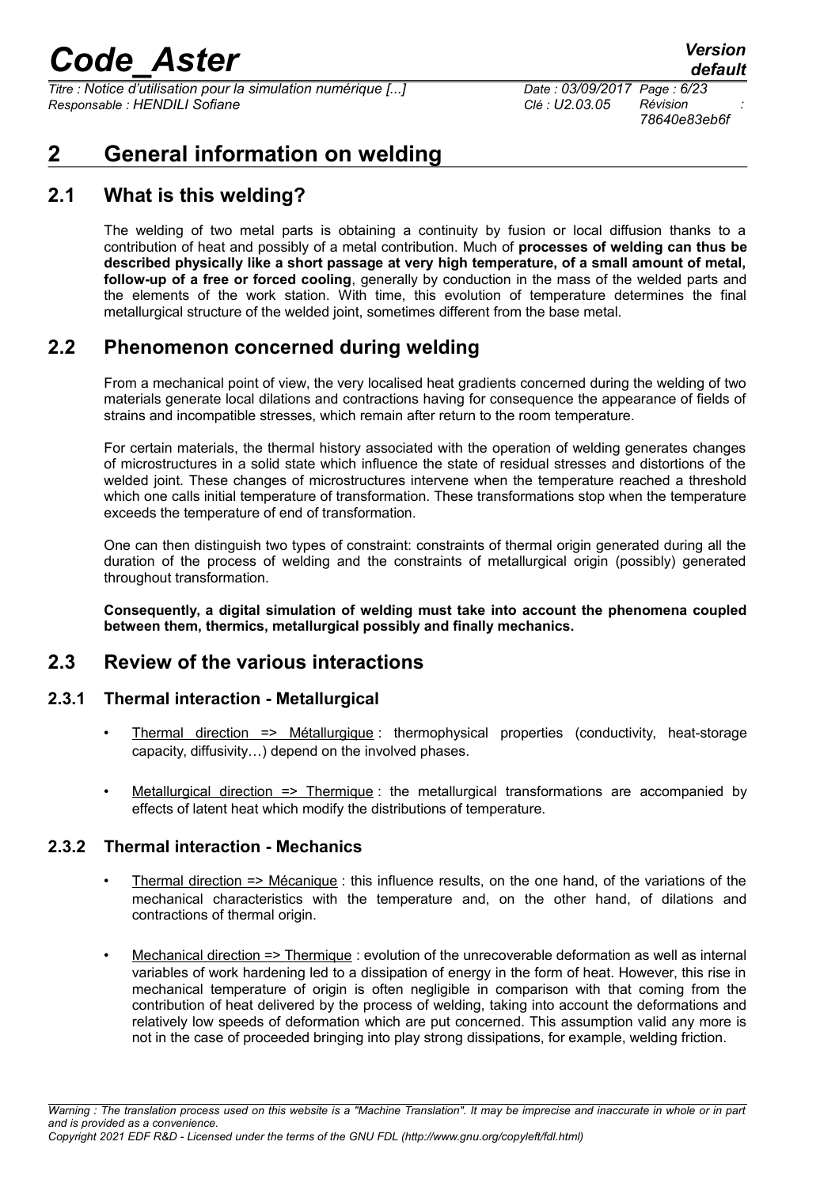# 2 General information on welding

## 2.1 What is this welding?

The welding of two metal parts is obtaining a continuity by fusion or local diffusion thanks to a contribution of heat and possibly of a metal contribution. Much of **processes of welding can thus be described physically like a short passage at very high temperature, of a small amount of metal, follow-up of a free or forced cooling**, generally by conduction in the mass of the welded parts and the elements of the work station. With time, this evolution of temperature determines the final metallurgical structure of the welded joint, sometimes different from the base metal.

## 2.2 Phenomenon concerned during welding

From a mechanical point of view, the very localised heat gradients concerned during the welding of two materials generate local dilations and contractions having for consequence the appearance of fields of strains and incompatible stresses, which remain after return to the room temperature.

For certain materials, the thermal history associated with the operation of welding generates changes of microstructures in a solid state which influence the state of residual stresses and distortions of the welded joint. These changes of microstructures intervene when the temperature reached a threshold which one calls initial temperature of transformation. These transformations stop when the temperature exceeds the temperature of end of transformation.

One can then distinguish two types of constraint: constraints of thermal origin generated during all the duration of the process of welding and the constraints of metallurgical origin (possibly) generated throughout transformation.

**Consequently, a digital simulation of welding must take into account the phenomena coupled between them, thermics, metallurgical possibly and finally mechanics.**

## 2.3 Review of the various interactions

### 2.3.1 Thermal interaction - Metallurgical

- Thermal direction => Métallurgique : thermophysical properties (conductivity, heat-storage capacity, diffusivity…) depend on the involved phases.
- Metallurgical direction => Thermique : the metallurgical transformations are accompanied by effects of latent heat which modify the distributions of temperature.

### 2.3.2 Thermal interaction - Mechanics

- Thermal direction => Mécanique : this influence results, on the one hand, of the variations of the mechanical characteristics with the temperature and, on the other hand, of dilations and contractions of thermal origin.
- Mechanical direction => Thermique : evolution of the unrecoverable deformation as well as internal variables of work hardening led to a dissipation of energy in the form of heat. However, this rise in mechanical temperature of origin is often negligible in comparison with that coming from the contribution of heat delivered by the process of welding, taking into account the deformations and relatively low speeds of deformation which are put concerned. This assumption valid any more is not in the case of proceeded bringing into play strong dissipations, for example, welding friction.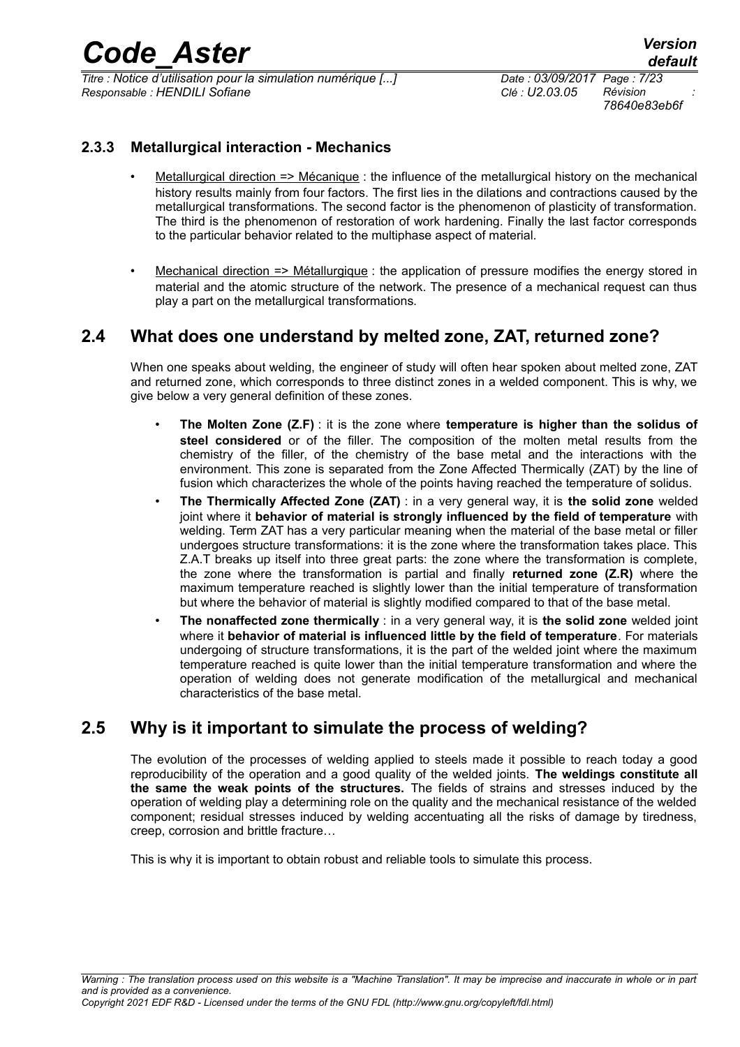### 2.3.3 Metallurgical interaction - Mechanics

- Metallurgical direction => Mécanique : the influence of the metallurgical history on the mechanical history results mainly from four factors. The first lies in the dilations and contractions caused by the metallurgical transformations. The second factor is the phenomenon of plasticity of transformation. The third is the phenomenon of restoration of work hardening. Finally the last factor corresponds to the particular behavior related to the multiphase aspect of material.
- Mechanical direction => Métallurgique : the application of pressure modifies the energy stored in material and the atomic structure of the network. The presence of a mechanical request can thus play a part on the metallurgical transformations.

## 2.4 What does one understand by melted zone, ZAT, returned zone?

When one speaks about welding, the engineer of study will often hear spoken about melted zone, ZAT and returned zone, which corresponds to three distinct zones in a welded component. This is why, we give below a very general definition of these zones.

- **The Molten Zone (Z.F)** : it is the zone where **temperature is higher than the solidus of steel considered** or of the filler. The composition of the molten metal results from the chemistry of the filler, of the chemistry of the base metal and the interactions with the environment. This zone is separated from the Zone Affected Thermically (ZAT) by the line of fusion which characterizes the whole of the points having reached the temperature of solidus.
- **The Thermically Affected Zone (ZAT)** : in a very general way, it is **the solid zone** welded joint where it **behavior of material is strongly influenced by the field of temperature** with welding. Term ZAT has a very particular meaning when the material of the base metal or filler undergoes structure transformations: it is the zone where the transformation takes place. This Z.A.T breaks up itself into three great parts: the zone where the transformation is complete, the zone where the transformation is partial and finally **returned zone (Z.R)** where the maximum temperature reached is slightly lower than the initial temperature of transformation but where the behavior of material is slightly modified compared to that of the base metal.
- **The nonaffected zone thermically** : in a very general way, it is **the solid zone** welded joint where it **behavior of material is influenced little by the field of temperature**. For materials undergoing of structure transformations, it is the part of the welded joint where the maximum temperature reached is quite lower than the initial temperature transformation and where the operation of welding does not generate modification of the metallurgical and mechanical characteristics of the base metal.

## 2.5 Why is it important to simulate the process of welding?

The evolution of the processes of welding applied to steels made it possible to reach today a good reproducibility of the operation and a good quality of the welded joints. **The weldings constitute all the same the weak points of the structures.** The fields of strains and stresses induced by the operation of welding play a determining role on the quality and the mechanical resistance of the welded component; residual stresses induced by welding accentuating all the risks of damage by tiredness, creep, corrosion and brittle fracture…

This is why it is important to obtain robust and reliable tools to simulate this process.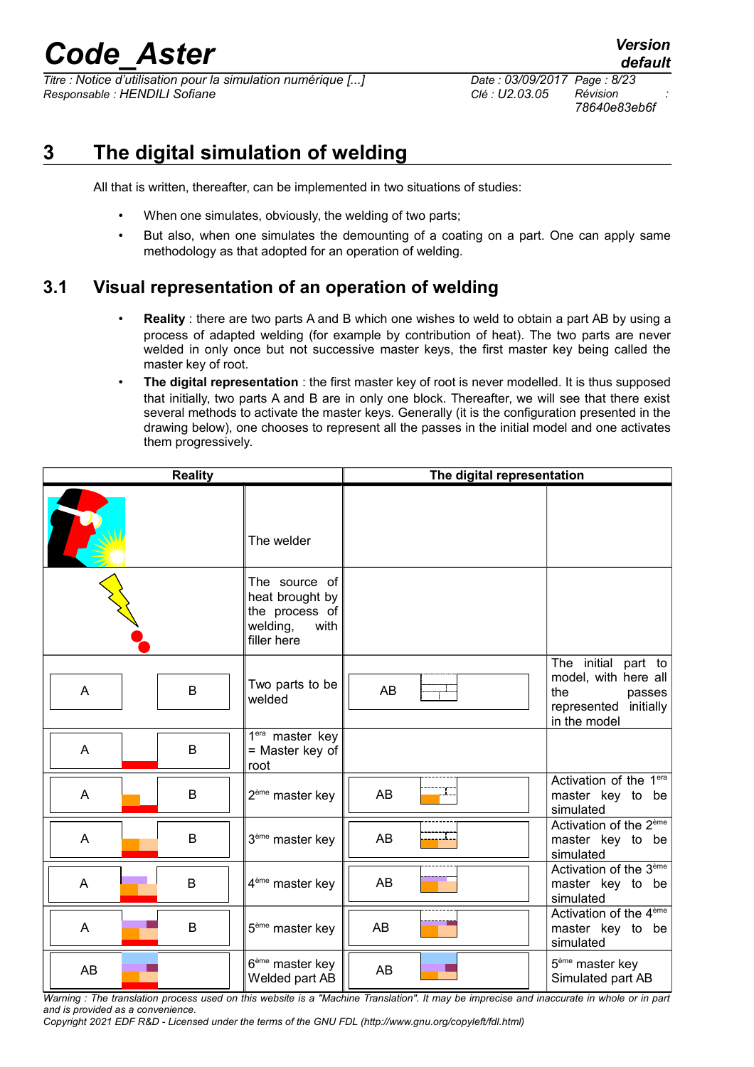# 3 The digital simulation of welding

All that is written, thereafter, can be implemented in two situations of studies:

- When one simulates, obviously, the welding of two parts;
- But also, when one simulates the demounting of a coating on a part. One can apply same methodology as that adopted for an operation of welding.

## 3.1 Visual representation of an operation of welding

- **Reality** : there are two parts A and B which one wishes to weld to obtain a part AB by using a process of adapted welding (for example by contribution of heat). The two parts are never welded in only once but not successive master keys, the first master key being called the master key of root.
- **The digital representation** : the first master key of root is never modelled. It is thus supposed that initially, two parts A and B are in only one block. Thereafter, we will see that there exist several methods to activate the master keys. Generally (it is the configuration presented in the drawing below), one chooses to represent all the passes in the initial model and one activates them progressively.

| Reality | | The digital representation | |
|---|---|---|---|
| | The welder | | |
| | The source of heat brought by the process of welding, with filler here | | |
| A B | Two parts to be welded | AB | The initial part to model, with here all the passes represented initially in the model |
| A B | 1era master key = Master key of root | | |
| A B | 2ème master key | AB | Activation of the 1era master key to be simulated |
| A B | 3ème master key | AB | Activation of the 2ème master key to be simulated |
| A B | 4ème master key | AB | Activation of the 3ème master key to be simulated |
| A B | 5ème master key | AB | Activation of the 4ème master key to be simulated |
| AB | 6ème master key Welded part AB | AB | 5ème master key Simulated part AB |

*Warning : The translation process used on this website is a "Machine Translation". It may be imprecise and inaccurate in whole or in part and is provided as a convenience.*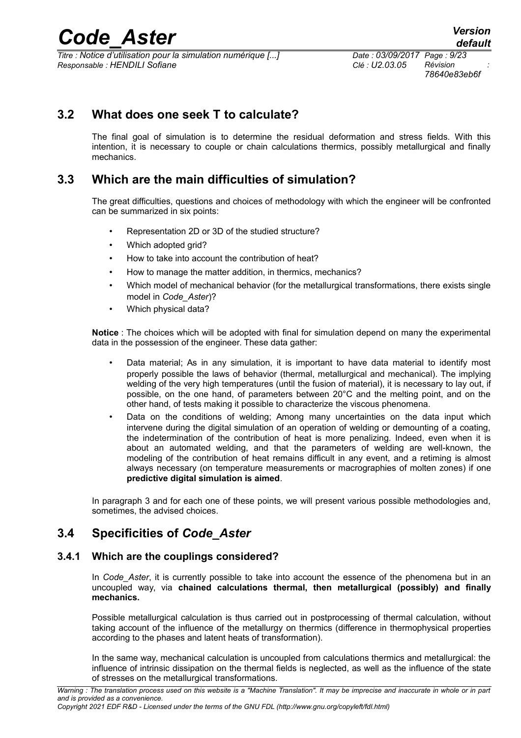## 3.2 What does one seek T to calculate?

The final goal of simulation is to determine the residual deformation and stress fields. With this intention, it is necessary to couple or chain calculations thermics, possibly metallurgical and finally mechanics.

## 3.3 Which are the main difficulties of simulation?

The great difficulties, questions and choices of methodology with which the engineer will be confronted can be summarized in six points:

- Representation 2D or 3D of the studied structure?
- Which adopted grid?
- How to take into account the contribution of heat?
- How to manage the matter addition, in thermics, mechanics?
- Which model of mechanical behavior (for the metallurgical transformations, there exists single model in *Code_Aster*)?
- Which physical data?

**Notice** : The choices which will be adopted with final for simulation depend on many the experimental data in the possession of the engineer. These data gather:

- Data material; As in any simulation, it is important to have data material to identify most properly possible the laws of behavior (thermal, metallurgical and mechanical). The implying welding of the very high temperatures (until the fusion of material), it is necessary to lay out, if possible, on the one hand, of parameters between 20°C and the melting point, and on the other hand, of tests making it possible to characterize the viscous phenomena.
- Data on the conditions of welding; Among many uncertainties on the data input which intervene during the digital simulation of an operation of welding or demounting of a coating, the indetermination of the contribution of heat is more penalizing. Indeed, even when it is about an automated welding, and that the parameters of welding are well-known, the modeling of the contribution of heat remains difficult in any event, and a retiming is almost always necessary (on temperature measurements or macrographies of molten zones) if one **predictive digital simulation is aimed**.

In paragraph 3 and for each one of these points, we will present various possible methodologies and, sometimes, the advised choices.

## 3.4 Specificities of *Code_Aster*

### 3.4.1 Which are the couplings considered?

In *Code_Aster*, it is currently possible to take into account the essence of the phenomena but in an uncoupled way, via **chained calculations thermal, then metallurgical (possibly) and finally mechanics.**

Possible metallurgical calculation is thus carried out in postprocessing of thermal calculation, without taking account of the influence of the metallurgy on thermics (difference in thermophysical properties according to the phases and latent heats of transformation).

In the same way, mechanical calculation is uncoupled from calculations thermics and metallurgical: the influence of intrinsic dissipation on the thermal fields is neglected, as well as the influence of the state of stresses on the metallurgical transformations.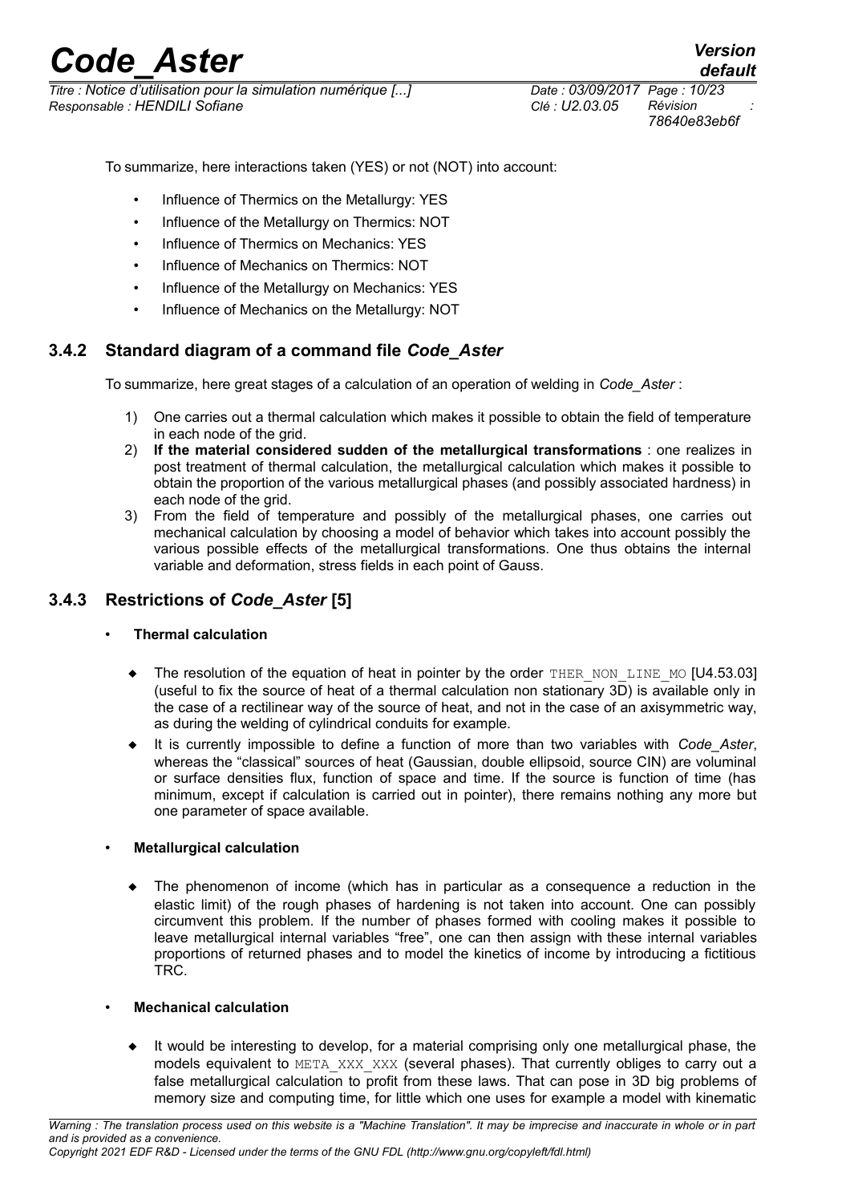To summarize, here interactions taken (YES) or not (NOT) into account:

- Influence of Thermics on the Metallurgy: YES
- Influence of the Metallurgy on Thermics: NOT
- Influence of Thermics on Mechanics: YES
- Influence of Mechanics on Thermics: NOT
- Influence of the Metallurgy on Mechanics: YES
- Influence of Mechanics on the Metallurgy: NOT

### 3.4.2 Standard diagram of a command file *Code_Aster*

To summarize, here great stages of a calculation of an operation of welding in *Code_Aster* :

1) One carries out a thermal calculation which makes it possible to obtain the field of temperature in each node of the grid.
2) **If the material considered sudden of the metallurgical transformations** : one realizes in post treatment of thermal calculation, the metallurgical calculation which makes it possible to obtain the proportion of the various metallurgical phases (and possibly associated hardness) in each node of the grid.
3) From the field of temperature and possibly of the metallurgical phases, one carries out mechanical calculation by choosing a model of behavior which takes into account possibly the various possible effects of the metallurgical transformations. One thus obtains the internal variable and deformation, stress fields in each point of Gauss.

### 3.4.3 Restrictions of *Code_Aster* [5]

- **Thermal calculation**

  - The resolution of the equation of heat in pointer by the order `THER_NON_LINE_MO` [U4.53.03] (useful to fix the source of heat of a thermal calculation non stationary 3D) is available only in the case of a rectilinear way of the source of heat, and not in the case of an axisymmetric way, as during the welding of cylindrical conduits for example.
  - It is currently impossible to define a function of more than two variables with *Code_Aster*, whereas the "classical" sources of heat (Gaussian, double ellipsoid, source CIN) are voluminal or surface densities flux, function of space and time. If the source is function of time (has minimum, except if calculation is carried out in pointer), there remains nothing any more but one parameter of space available.

- **Metallurgical calculation**

  - The phenomenon of income (which has in particular as a consequence a reduction in the elastic limit) of the rough phases of hardening is not taken into account. One can possibly circumvent this problem. If the number of phases formed with cooling makes it possible to leave metallurgical internal variables "free", one can then assign with these internal variables proportions of returned phases and to model the kinetics of income by introducing a fictitious TRC.

- **Mechanical calculation**

  - It would be interesting to develop, for a material comprising only one metallurgical phase, the models equivalent to `META_XXX_XXX` (several phases). That currently obliges to carry out a false metallurgical calculation to profit from these laws. That can pose in 3D big problems of memory size and computing time, for little which one uses for example a model with kinematic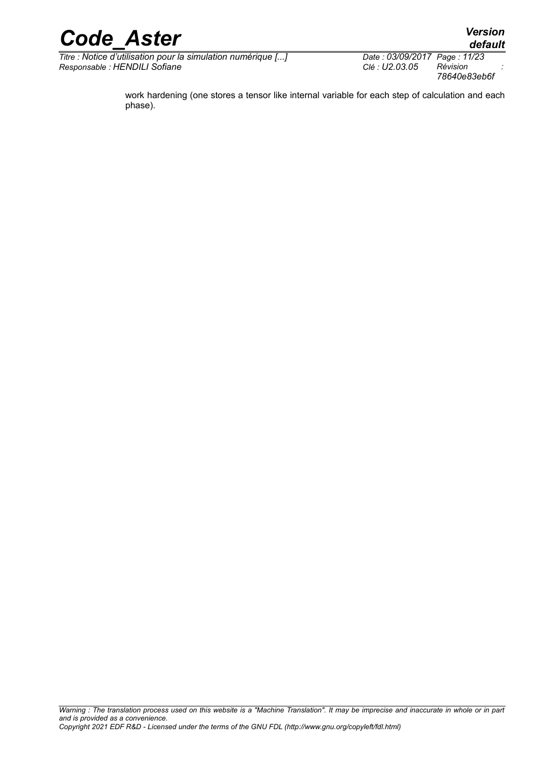work hardening (one stores a tensor like internal variable for each step of calculation and each phase).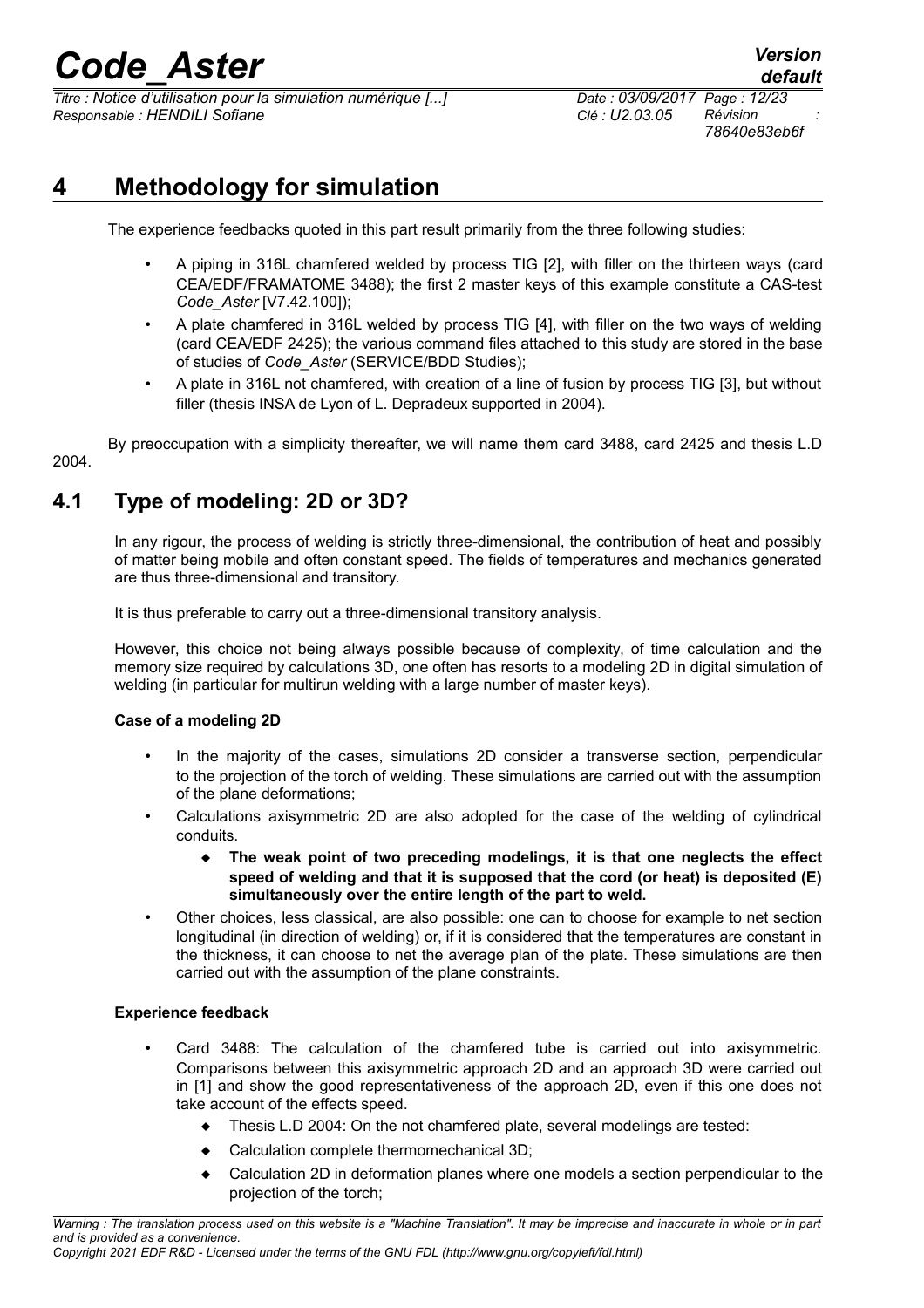# 4 Methodology for simulation

The experience feedbacks quoted in this part result primarily from the three following studies:

- A piping in 316L chamfered welded by process TIG [2], with filler on the thirteen ways (card CEA/EDF/FRAMATOME 3488); the first 2 master keys of this example constitute a CAS-test *Code_Aster* [V7.42.100]);
- A plate chamfered in 316L welded by process TIG [4], with filler on the two ways of welding (card CEA/EDF 2425); the various command files attached to this study are stored in the base of studies of *Code_Aster* (SERVICE/BDD Studies);
- A plate in 316L not chamfered, with creation of a line of fusion by process TIG [3], but without filler (thesis INSA de Lyon of L. Depradeux supported in 2004).

By preoccupation with a simplicity thereafter, we will name them card 3488, card 2425 and thesis L.D 2004.

## 4.1 Type of modeling: 2D or 3D?

In any rigour, the process of welding is strictly three-dimensional, the contribution of heat and possibly of matter being mobile and often constant speed. The fields of temperatures and mechanics generated are thus three-dimensional and transitory.

It is thus preferable to carry out a three-dimensional transitory analysis.

However, this choice not being always possible because of complexity, of time calculation and the memory size required by calculations 3D, one often has resorts to a modeling 2D in digital simulation of welding (in particular for multirun welding with a large number of master keys).

**Case of a modeling 2D**

- In the majority of the cases, simulations 2D consider a transverse section, perpendicular to the projection of the torch of welding. These simulations are carried out with the assumption of the plane deformations;
- Calculations axisymmetric 2D are also adopted for the case of the welding of cylindrical conduits.
  - **The weak point of two preceding modelings, it is that one neglects the effect speed of welding and that it is supposed that the cord (or heat) is deposited (E) simultaneously over the entire length of the part to weld.**
- Other choices, less classical, are also possible: one can to choose for example to net section longitudinal (in direction of welding) or, if it is considered that the temperatures are constant in the thickness, it can choose to net the average plan of the plate. These simulations are then carried out with the assumption of the plane constraints.

**Experience feedback**

- Card 3488: The calculation of the chamfered tube is carried out into axisymmetric. Comparisons between this axisymmetric approach 2D and an approach 3D were carried out in [1] and show the good representativeness of the approach 2D, even if this one does not take account of the effects speed.
  - Thesis L.D 2004: On the not chamfered plate, several modelings are tested:
  - Calculation complete thermomechanical 3D;
  - Calculation 2D in deformation planes where one models a section perpendicular to the projection of the torch;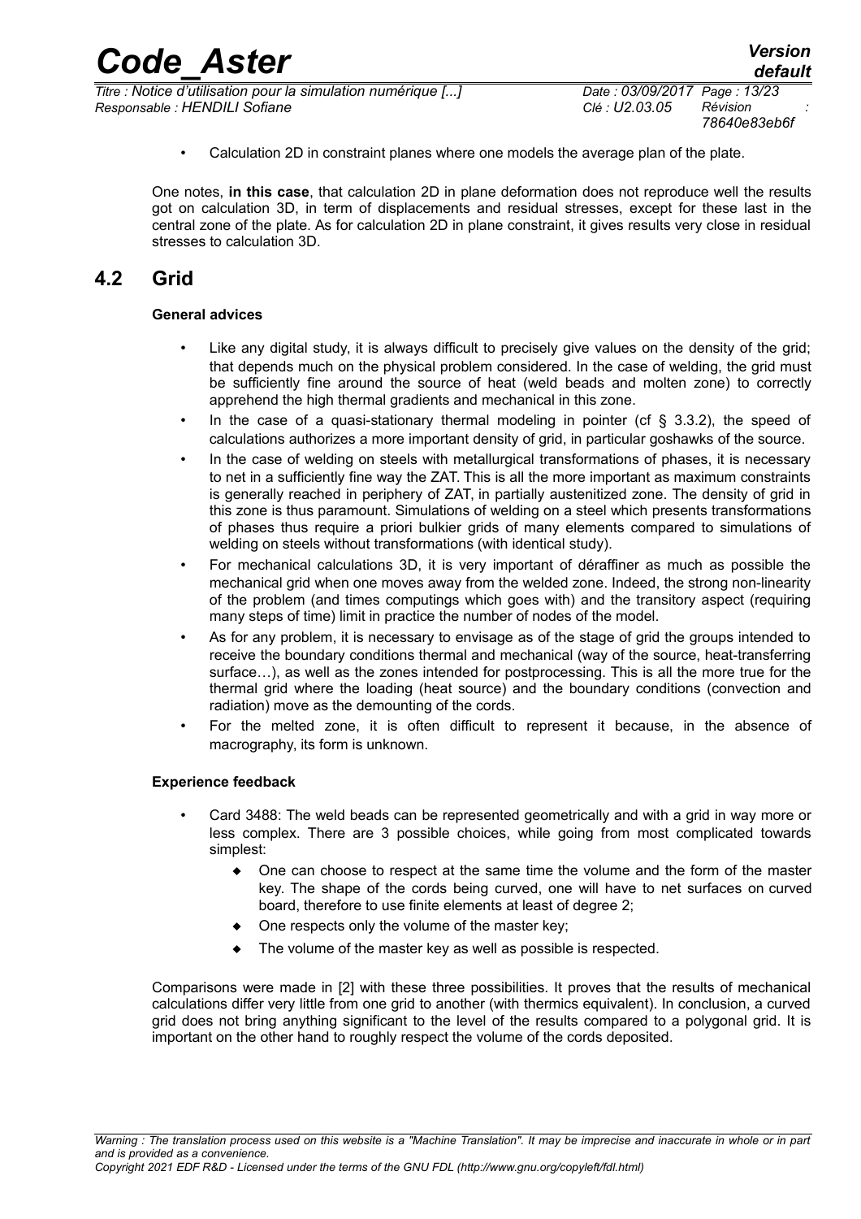- Calculation 2D in constraint planes where one models the average plan of the plate.

One notes, **in this case**, that calculation 2D in plane deformation does not reproduce well the results got on calculation 3D, in term of displacements and residual stresses, except for these last in the central zone of the plate. As for calculation 2D in plane constraint, it gives results very close in residual stresses to calculation 3D.

## 4.2 Grid

**General advices**

- Like any digital study, it is always difficult to precisely give values on the density of the grid; that depends much on the physical problem considered. In the case of welding, the grid must be sufficiently fine around the source of heat (weld beads and molten zone) to correctly apprehend the high thermal gradients and mechanical in this zone.
- In the case of a quasi-stationary thermal modeling in pointer (cf § 3.3.2), the speed of calculations authorizes a more important density of grid, in particular goshawks of the source.
- In the case of welding on steels with metallurgical transformations of phases, it is necessary to net in a sufficiently fine way the ZAT. This is all the more important as maximum constraints is generally reached in periphery of ZAT, in partially austenitized zone. The density of grid in this zone is thus paramount. Simulations of welding on a steel which presents transformations of phases thus require a priori bulkier grids of many elements compared to simulations of welding on steels without transformations (with identical study).
- For mechanical calculations 3D, it is very important of déraffiner as much as possible the mechanical grid when one moves away from the welded zone. Indeed, the strong non-linearity of the problem (and times computings which goes with) and the transitory aspect (requiring many steps of time) limit in practice the number of nodes of the model.
- As for any problem, it is necessary to envisage as of the stage of grid the groups intended to receive the boundary conditions thermal and mechanical (way of the source, heat-transferring surface…), as well as the zones intended for postprocessing. This is all the more true for the thermal grid where the loading (heat source) and the boundary conditions (convection and radiation) move as the demounting of the cords.
- For the melted zone, it is often difficult to represent it because, in the absence of macrography, its form is unknown.

**Experience feedback**

- Card 3488: The weld beads can be represented geometrically and with a grid in way more or less complex. There are 3 possible choices, while going from most complicated towards simplest:
  - One can choose to respect at the same time the volume and the form of the master key. The shape of the cords being curved, one will have to net surfaces on curved board, therefore to use finite elements at least of degree 2;
  - One respects only the volume of the master key;
  - The volume of the master key as well as possible is respected.

Comparisons were made in [2] with these three possibilities. It proves that the results of mechanical calculations differ very little from one grid to another (with thermics equivalent). In conclusion, a curved grid does not bring anything significant to the level of the results compared to a polygonal grid. It is important on the other hand to roughly respect the volume of the cords deposited.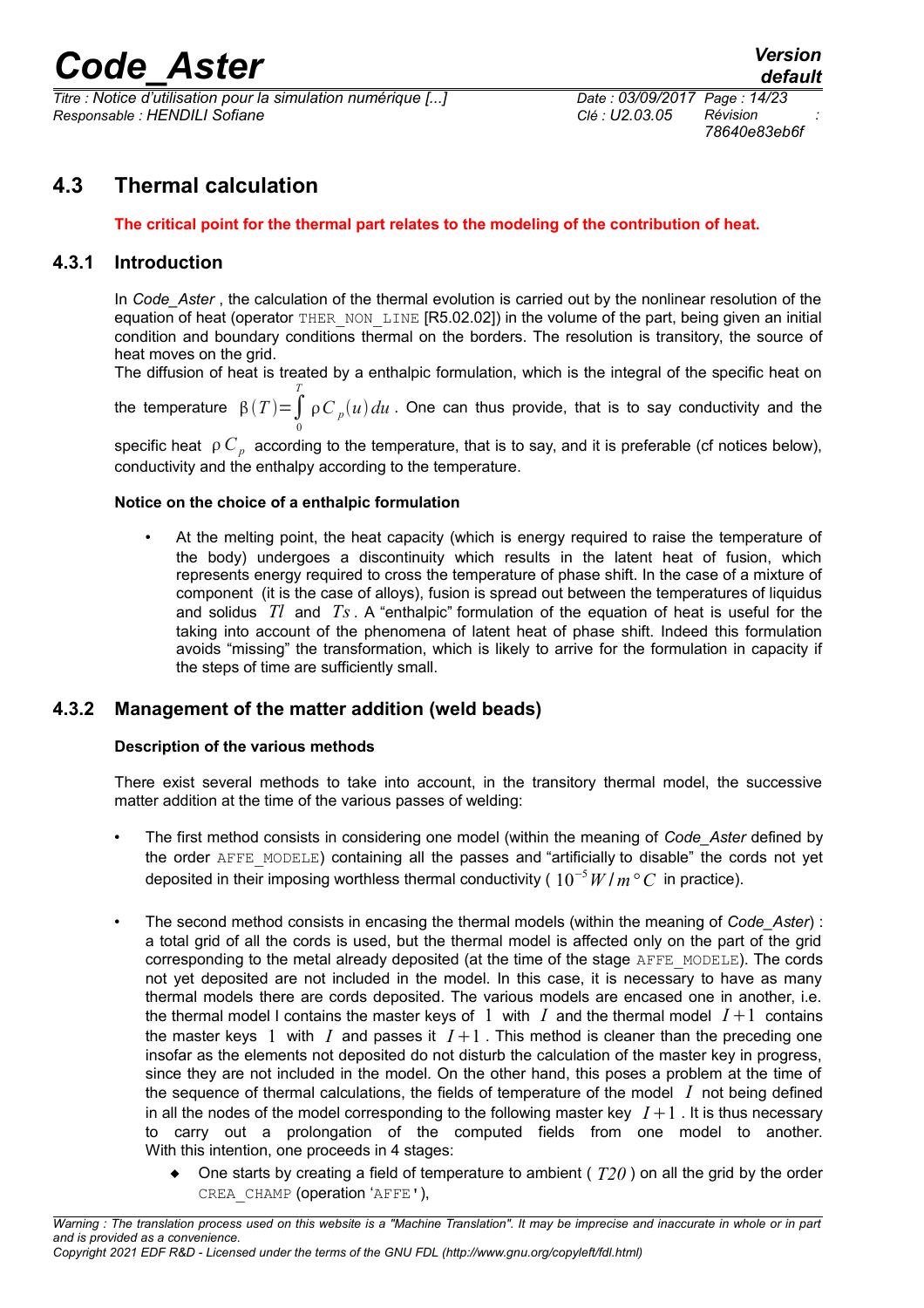## 4.3 Thermal calculation

**The critical point for the thermal part relates to the modeling of the contribution of heat.**

### 4.3.1 Introduction

In *Code_Aster* , the calculation of the thermal evolution is carried out by the nonlinear resolution of the equation of heat (operator THER_NON_LINE [R5.02.02]) in the volume of the part, being given an initial condition and boundary conditions thermal on the borders. The resolution is transitory, the source of heat moves on the grid.

The diffusion of heat is treated by a enthalpic formulation, which is the integral of the specific heat on the temperature $\beta(T)=\int_0^T \rho C_p(u)\,du$ . One can thus provide, that is to say conductivity and the specific heat $\rho C_p$ according to the temperature, that is to say, and it is preferable (cf notices below), conductivity and the enthalpy according to the temperature.

**Notice on the choice of a enthalpic formulation**

- At the melting point, the heat capacity (which is energy required to raise the temperature of the body) undergoes a discontinuity which results in the latent heat of fusion, which represents energy required to cross the temperature of phase shift. In the case of a mixture of component (it is the case of alloys), fusion is spread out between the temperatures of liquidus and solidus $Tl$ and $Ts$ . A "enthalpic" formulation of the equation of heat is useful for the taking into account of the phenomena of latent heat of phase shift. Indeed this formulation avoids "missing" the transformation, which is likely to arrive for the formulation in capacity if the steps of time are sufficiently small.

### 4.3.2 Management of the matter addition (weld beads)

**Description of the various methods**

There exist several methods to take into account, in the transitory thermal model, the successive matter addition at the time of the various passes of welding:

- The first method consists in considering one model (within the meaning of *Code_Aster* defined by the order AFFE_MODELE) containing all the passes and "artificially to disable" the cords not yet deposited in their imposing worthless thermal conductivity ( $10^{-5} W/m°C$ in practice).
- The second method consists in encasing the thermal models (within the meaning of *Code_Aster*) : a total grid of all the cords is used, but the thermal model is affected only on the part of the grid corresponding to the metal already deposited (at the time of the stage AFFE_MODELE). The cords not yet deposited are not included in the model. In this case, it is necessary to have as many thermal models there are cords deposited. The various models are encased one in another, i.e. the thermal model I contains the master keys of $1$ with $I$ and the thermal model $I+1$ contains the master keys $1$ with $I$ and passes it $I+1$ . This method is cleaner than the preceding one insofar as the elements not deposited do not disturb the calculation of the master key in progress, since they are not included in the model. On the other hand, this poses a problem at the time of the sequence of thermal calculations, the fields of temperature of the model $I$ not being defined in all the nodes of the model corresponding to the following master key $I+1$ . It is thus necessary to carry out a prolongation of the computed fields from one model to another. With this intention, one proceeds in 4 stages:
  - One starts by creating a field of temperature to ambient ( $T20$ ) on all the grid by the order CREA_CHAMP (operation 'AFFE'),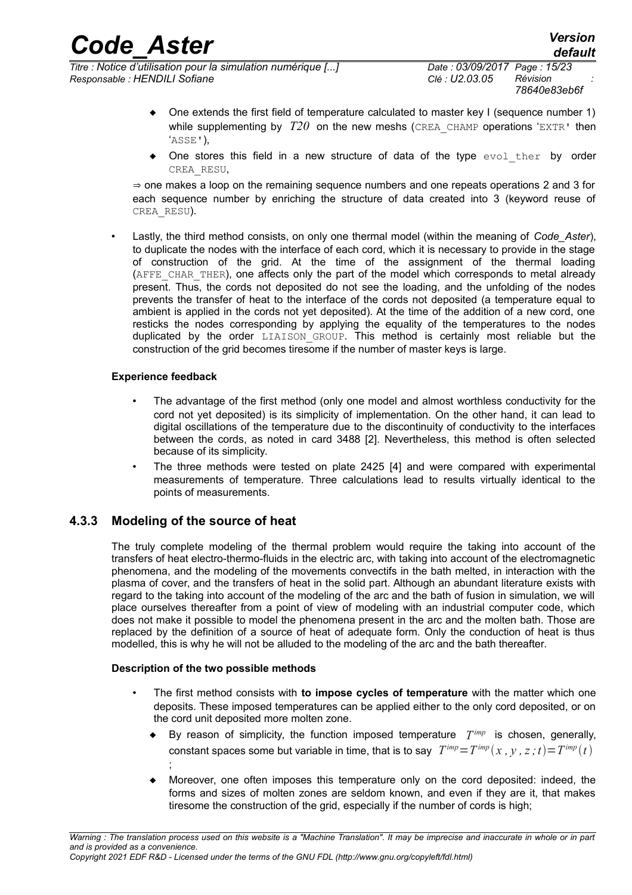- One extends the first field of temperature calculated to master key I (sequence number 1) while supplementing by $T20$ on the new meshs (CREA_CHAMP operations 'EXTR' then 'ASSE'),
- One stores this field in a new structure of data of the type evol_ther by order CREA_RESU,

⇒ one makes a loop on the remaining sequence numbers and one repeats operations 2 and 3 for each sequence number by enriching the structure of data created into 3 (keyword reuse of CREA_RESU).

- Lastly, the third method consists, on only one thermal model (within the meaning of *Code_Aster*), to duplicate the nodes with the interface of each cord, which it is necessary to provide in the stage of construction of the grid. At the time of the assignment of the thermal loading (AFFE_CHAR_THER), one affects only the part of the model which corresponds to metal already present. Thus, the cords not deposited do not see the loading, and the unfolding of the nodes prevents the transfer of heat to the interface of the cords not deposited (a temperature equal to ambient is applied in the cords not yet deposited). At the time of the addition of a new cord, one resticks the nodes corresponding by applying the equality of the temperatures to the nodes duplicated by the order LIAISON_GROUP. This method is certainly most reliable but the construction of the grid becomes tiresome if the number of master keys is large.

**Experience feedback**

- The advantage of the first method (only one model and almost worthless conductivity for the cord not yet deposited) is its simplicity of implementation. On the other hand, it can lead to digital oscillations of the temperature due to the discontinuity of conductivity to the interfaces between the cords, as noted in card 3488 [2]. Nevertheless, this method is often selected because of its simplicity.
- The three methods were tested on plate 2425 [4] and were compared with experimental measurements of temperature. Three calculations lead to results virtually identical to the points of measurements.

### 4.3.3 Modeling of the source of heat

The truly complete modeling of the thermal problem would require the taking into account of the transfers of heat electro-thermo-fluids in the electric arc, with taking into account of the electromagnetic phenomena, and the modeling of the movements convectifs in the bath melted, in interaction with the plasma of cover, and the transfers of heat in the solid part. Although an abundant literature exists with regard to the taking into account of the modeling of the arc and the bath of fusion in simulation, we will place ourselves thereafter from a point of view of modeling with an industrial computer code, which does not make it possible to model the phenomena present in the arc and the molten bath. Those are replaced by the definition of a source of heat of adequate form. Only the conduction of heat is thus modelled, this is why he will not be alluded to the modeling of the arc and the bath thereafter.

**Description of the two possible methods**

- The first method consists with **to impose cycles of temperature** with the matter which one deposits. These imposed temperatures can be applied either to the only cord deposited, or on the cord unit deposited more molten zone.
  - By reason of simplicity, the function imposed temperature $T^{imp}$ is chosen, generally, constant spaces some but variable in time, that is to say $T^{imp}=T^{imp}(x,y,z;t)=T^{imp}(t)$ ;
  - Moreover, one often imposes this temperature only on the cord deposited: indeed, the forms and sizes of molten zones are seldom known, and even if they are it, that makes tiresome the construction of the grid, especially if the number of cords is high;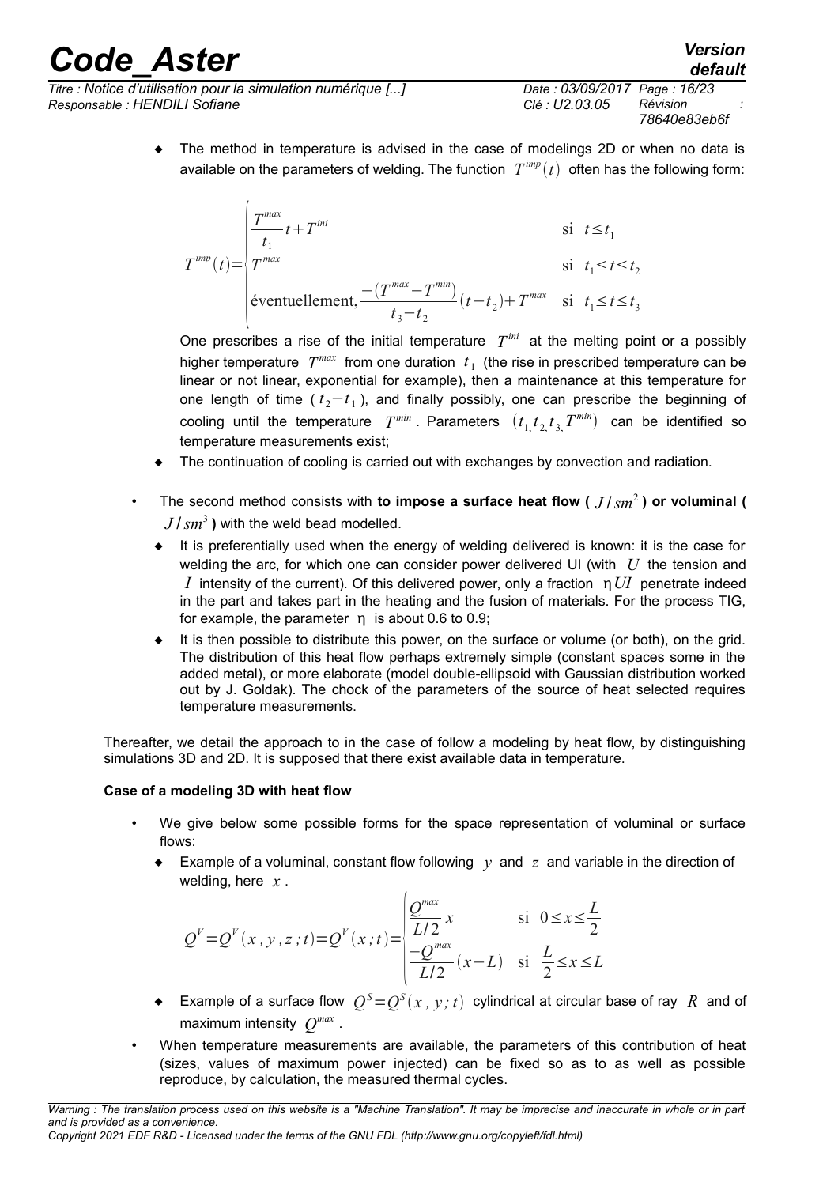- The method in temperature is advised in the case of modelings 2D or when no data is available on the parameters of welding. The function $T^{imp}(t)$ often has the following form:

$$T^{imp}(t)=\begin{cases}\dfrac{T^{max}}{t_1}t+T^{ini} & \text{si } t\leq t_1\\ T^{max} & \text{si } t_1\leq t\leq t_2\\ \text{éventuellement}, \dfrac{-(T^{max}-T^{min})}{t_3-t_2}(t-t_2)+T^{max} & \text{si } t_1\leq t\leq t_3\end{cases}$$

  One prescribes a rise of the initial temperature $T^{ini}$ at the melting point or a possibly higher temperature $T^{max}$ from one duration $t_1$ (the rise in prescribed temperature can be linear or not linear, exponential for example), then a maintenance at this temperature for one length of time ( $t_2-t_1$ ), and finally possibly, one can prescribe the beginning of cooling until the temperature $T^{min}$. Parameters $(t_1, t_2, t_3, T^{min})$ can be identified so temperature measurements exist;

- The continuation of cooling is carried out with exchanges by convection and radiation.

- The second method consists with **to impose a surface heat flow ( $J/sm^2$ ) or voluminal ( $J/sm^3$ )** with the weld bead modelled.
  - It is preferentially used when the energy of welding delivered is known: it is the case for welding the arc, for which one can consider power delivered UI (with $U$ the tension and $I$ intensity of the current). Of this delivered power, only a fraction $\eta UI$ penetrate indeed in the part and takes part in the heating and the fusion of materials. For the process TIG, for example, the parameter $\eta$ is about 0.6 to 0.9;
  - It is then possible to distribute this power, on the surface or volume (or both), on the grid. The distribution of this heat flow perhaps extremely simple (constant spaces some in the added metal), or more elaborate (model double-ellipsoid with Gaussian distribution worked out by J. Goldak). The chock of the parameters of the source of heat selected requires temperature measurements.

Thereafter, we detail the approach to in the case of follow a modeling by heat flow, by distinguishing simulations 3D and 2D. It is supposed that there exist available data in temperature.

**Case of a modeling 3D with heat flow**

- We give below some possible forms for the space representation of voluminal or surface flows:
  - Example of a voluminal, constant flow following $y$ and $z$ and variable in the direction of welding, here $x$.

$$Q^V=Q^V(x,y,z;t)=Q^V(x;t)=\begin{cases}\dfrac{Q^{max}}{L/2}x & \text{si } 0\leq x\leq\dfrac{L}{2}\\ \dfrac{-Q^{max}}{L/2}(x-L) & \text{si } \dfrac{L}{2}\leq x\leq L\end{cases}$$

  - Example of a surface flow $Q^S=Q^S(x,y;t)$ cylindrical at circular base of ray $R$ and of maximum intensity $Q^{max}$.

- When temperature measurements are available, the parameters of this contribution of heat (sizes, values of maximum power injected) can be fixed so as to as well as possible reproduce, by calculation, the measured thermal cycles.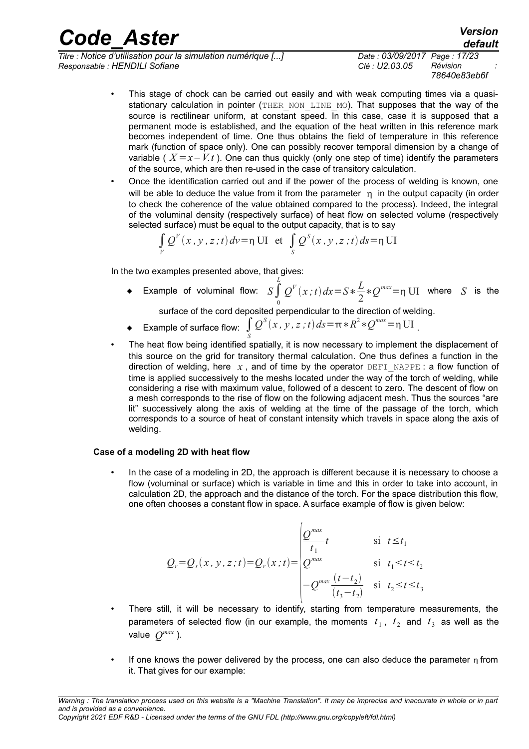- This stage of chock can be carried out easily and with weak computing times via a quasi-stationary calculation in pointer (THER_NON_LINE_MO). That supposes that the way of the source is rectilinear uniform, at constant speed. In this case, case it is supposed that a permanent mode is established, and the equation of the heat written in this reference mark becomes independent of time. One thus obtains the field of temperature in this reference mark (function of space only). One can possibly recover temporal dimension by a change of variable ( $X = x - V.t$ ). One can thus quickly (only one step of time) identify the parameters of the source, which are then re-used in the case of transitory calculation.
- Once the identification carried out and if the power of the process of welding is known, one will be able to deduce the value from it from the parameter $\eta$ in the output capacity (in order to check the coherence of the value obtained compared to the process). Indeed, the integral of the voluminal density (respectively surface) of heat flow on selected volume (respectively selected surface) must be equal to the output capacity, that is to say

$$\int_V Q^V(x, y, z; t)\, dv = \eta\, \mathrm{UI} \quad \text{et} \quad \int_S Q^S(x, y, z; t)\, ds = \eta\, \mathrm{UI}$$

In the two examples presented above, that gives:

- Example of voluminal flow: $S \int_0^L Q^V(x; t)\, dx = S * \frac{L}{2} * Q^{max} = \eta\, \mathrm{UI}$ where $S$ is the surface of the cord deposited perpendicular to the direction of welding.
- Example of surface flow: $\int_S Q^S(x, y, z; t)\, ds = \pi * R^2 * Q^{max} = \eta\, \mathrm{UI}$ .

- The heat flow being identified spatially, it is now necessary to implement the displacement of this source on the grid for transitory thermal calculation. One thus defines a function in the direction of welding, here $x$, and of time by the operator DEFI_NAPPE : a flow function of time is applied successively to the meshs located under the way of the torch of welding, while considering a rise with maximum value, followed of a descent to zero. The descent of flow on a mesh corresponds to the rise of flow on the following adjacent mesh. Thus the sources "are lit" successively along the axis of welding at the time of the passage of the torch, which corresponds to a source of heat of constant intensity which travels in space along the axis of welding.

**Case of a modeling 2D with heat flow**

- In the case of a modeling in 2D, the approach is different because it is necessary to choose a flow (voluminal or surface) which is variable in time and this in order to take into account, in calculation 2D, the approach and the distance of the torch. For the space distribution this flow, one often chooses a constant flow in space. A surface example of flow is given below:

$$Q_r = Q_r(x, y, z; t) = Q_r(x; t) = \begin{cases} \dfrac{Q^{max}}{t_1} t & \text{si } t \le t_1 \\ Q^{max} & \text{si } t_1 \le t \le t_2 \\ -Q^{max} \dfrac{(t - t_2)}{(t_3 - t_2)} & \text{si } t_2 \le t \le t_3 \end{cases}$$

- There still, it will be necessary to identify, starting from temperature measurements, the parameters of selected flow (in our example, the moments $t_1$, $t_2$ and $t_3$ as well as the value $Q^{max}$ ).

- If one knows the power delivered by the process, one can also deduce the parameter $\eta$ from it. That gives for our example: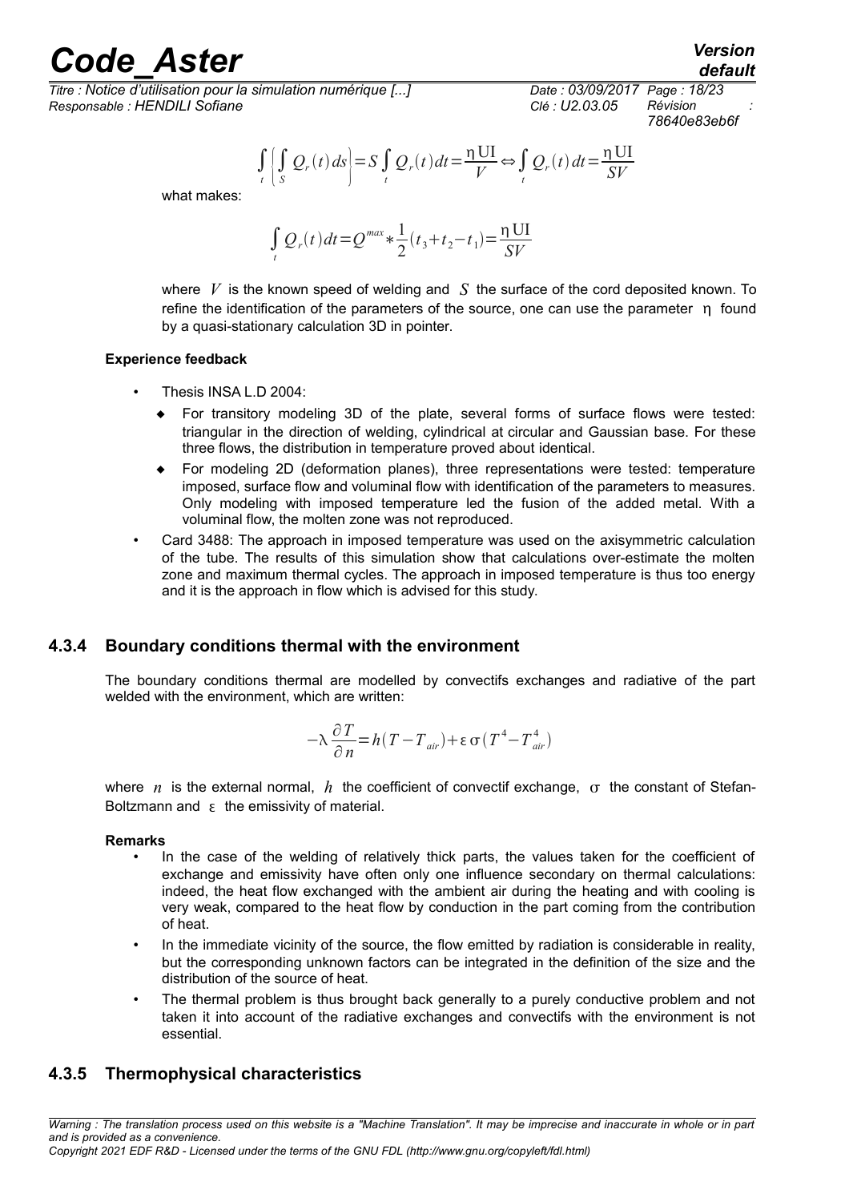$$\int_t \left( \int_S Q_r(t)\, ds \right) = S \int_t Q_r(t)\, dt = \frac{\eta \mathrm{UI}}{V} \Leftrightarrow \int_t Q_r(t)\, dt = \frac{\eta \mathrm{UI}}{SV}$$

what makes:

$$\int_t Q_r(t)\, dt = Q^{max} * \frac{1}{2}(t_3 + t_2 - t_1) = \frac{\eta \mathrm{UI}}{SV}$$

where $V$ is the known speed of welding and $S$ the surface of the cord deposited known. To refine the identification of the parameters of the source, one can use the parameter $\eta$ found by a quasi-stationary calculation 3D in pointer.

**Experience feedback**

- Thesis INSA L.D 2004:
  - For transitory modeling 3D of the plate, several forms of surface flows were tested: triangular in the direction of welding, cylindrical at circular and Gaussian base. For these three flows, the distribution in temperature proved about identical.
  - For modeling 2D (deformation planes), three representations were tested: temperature imposed, surface flow and voluminal flow with identification of the parameters to measures. Only modeling with imposed temperature led the fusion of the added metal. With a voluminal flow, the molten zone was not reproduced.
- Card 3488: The approach in imposed temperature was used on the axisymmetric calculation of the tube. The results of this simulation show that calculations over-estimate the molten zone and maximum thermal cycles. The approach in imposed temperature is thus too energy and it is the approach in flow which is advised for this study.

### 4.3.4 Boundary conditions thermal with the environment

The boundary conditions thermal are modelled by convectifs exchanges and radiative of the part welded with the environment, which are written:

$$-\lambda \frac{\partial T}{\partial n} = h(T - T_{air}) + \varepsilon \sigma (T^4 - T_{air}^4)$$

where $n$ is the external normal, $h$ the coefficient of convectif exchange, $\sigma$ the constant of Stefan-Boltzmann and $\varepsilon$ the emissivity of material.

**Remarks**

- In the case of the welding of relatively thick parts, the values taken for the coefficient of exchange and emissivity have often only one influence secondary on thermal calculations: indeed, the heat flow exchanged with the ambient air during the heating and with cooling is very weak, compared to the heat flow by conduction in the part coming from the contribution of heat.
- In the immediate vicinity of the source, the flow emitted by radiation is considerable in reality, but the corresponding unknown factors can be integrated in the definition of the size and the distribution of the source of heat.
- The thermal problem is thus brought back generally to a purely conductive problem and not taken it into account of the radiative exchanges and convectifs with the environment is not essential.

### 4.3.5 Thermophysical characteristics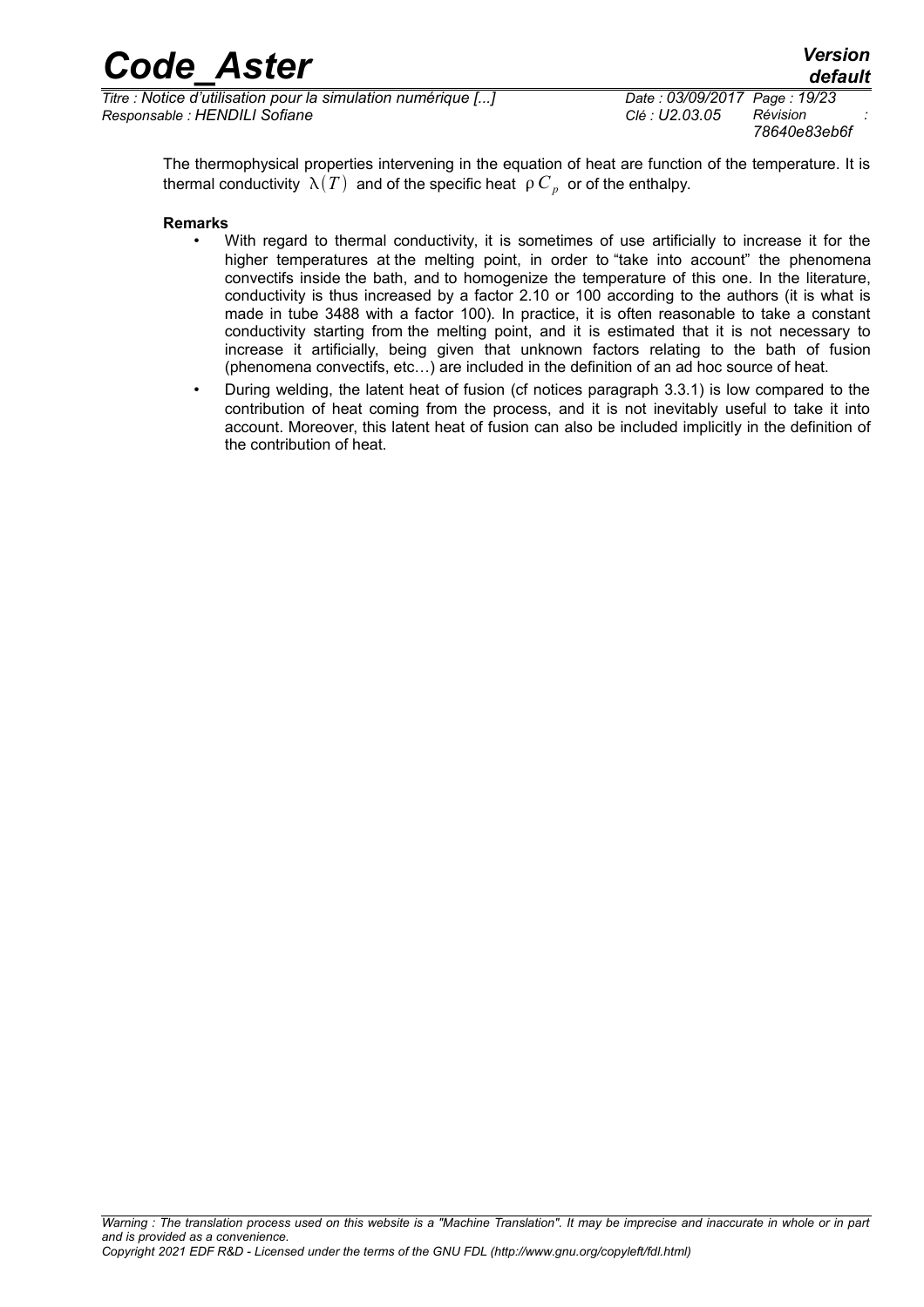The thermophysical properties intervening in the equation of heat are function of the temperature. It is thermal conductivity $\lambda(T)$ and of the specific heat $\rho C_p$ or of the enthalpy.

**Remarks**

- With regard to thermal conductivity, it is sometimes of use artificially to increase it for the higher temperatures at the melting point, in order to "take into account" the phenomena convectifs inside the bath, and to homogenize the temperature of this one. In the literature, conductivity is thus increased by a factor 2.10 or 100 according to the authors (it is what is made in tube 3488 with a factor 100). In practice, it is often reasonable to take a constant conductivity starting from the melting point, and it is estimated that it is not necessary to increase it artificially, being given that unknown factors relating to the bath of fusion (phenomena convectifs, etc…) are included in the definition of an ad hoc source of heat.
- During welding, the latent heat of fusion (cf notices paragraph 3.3.1) is low compared to the contribution of heat coming from the process, and it is not inevitably useful to take it into account. Moreover, this latent heat of fusion can also be included implicitly in the definition of the contribution of heat.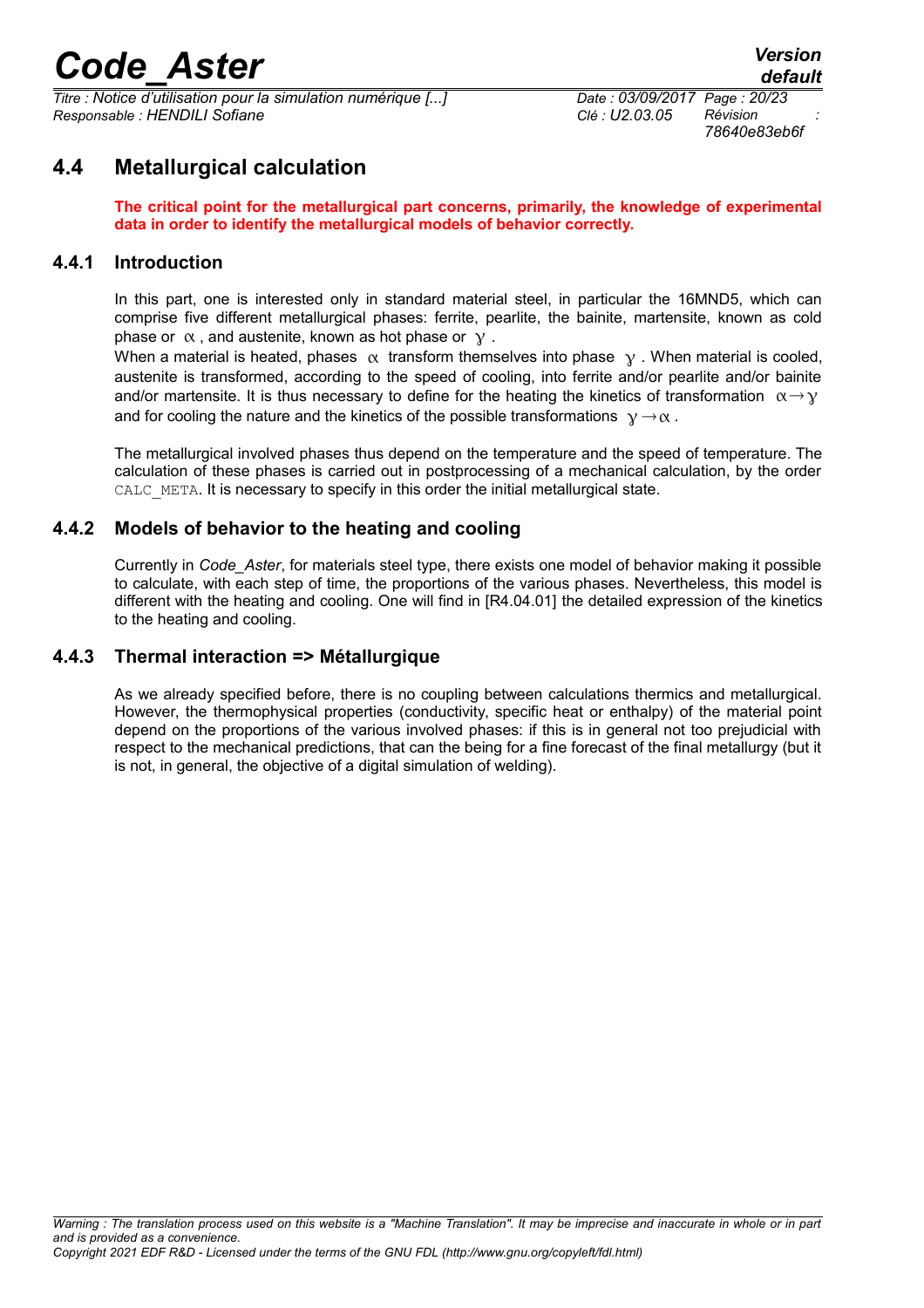## 4.4 Metallurgical calculation

**The critical point for the metallurgical part concerns, primarily, the knowledge of experimental data in order to identify the metallurgical models of behavior correctly.**

### 4.4.1 Introduction

In this part, one is interested only in standard material steel, in particular the 16MND5, which can comprise five different metallurgical phases: ferrite, pearlite, the bainite, martensite, known as cold phase or $\alpha$, and austenite, known as hot phase or $\gamma$.

When a material is heated, phases $\alpha$ transform themselves into phase $\gamma$. When material is cooled, austenite is transformed, according to the speed of cooling, into ferrite and/or pearlite and/or bainite and/or martensite. It is thus necessary to define for the heating the kinetics of transformation $\alpha \rightarrow \gamma$ and for cooling the nature and the kinetics of the possible transformations $\gamma \rightarrow \alpha$.

The metallurgical involved phases thus depend on the temperature and the speed of temperature. The calculation of these phases is carried out in postprocessing of a mechanical calculation, by the order `CALC_META`. It is necessary to specify in this order the initial metallurgical state.

### 4.4.2 Models of behavior to the heating and cooling

Currently in *Code_Aster*, for materials steel type, there exists one model of behavior making it possible to calculate, with each step of time, the proportions of the various phases. Nevertheless, this model is different with the heating and cooling. One will find in [R4.04.01] the detailed expression of the kinetics to the heating and cooling.

### 4.4.3 Thermal interaction => Métallurgique

As we already specified before, there is no coupling between calculations thermics and metallurgical. However, the thermophysical properties (conductivity, specific heat or enthalpy) of the material point depend on the proportions of the various involved phases: if this is in general not too prejudicial with respect to the mechanical predictions, that can the being for a fine forecast of the final metallurgy (but it is not, in general, the objective of a digital simulation of welding).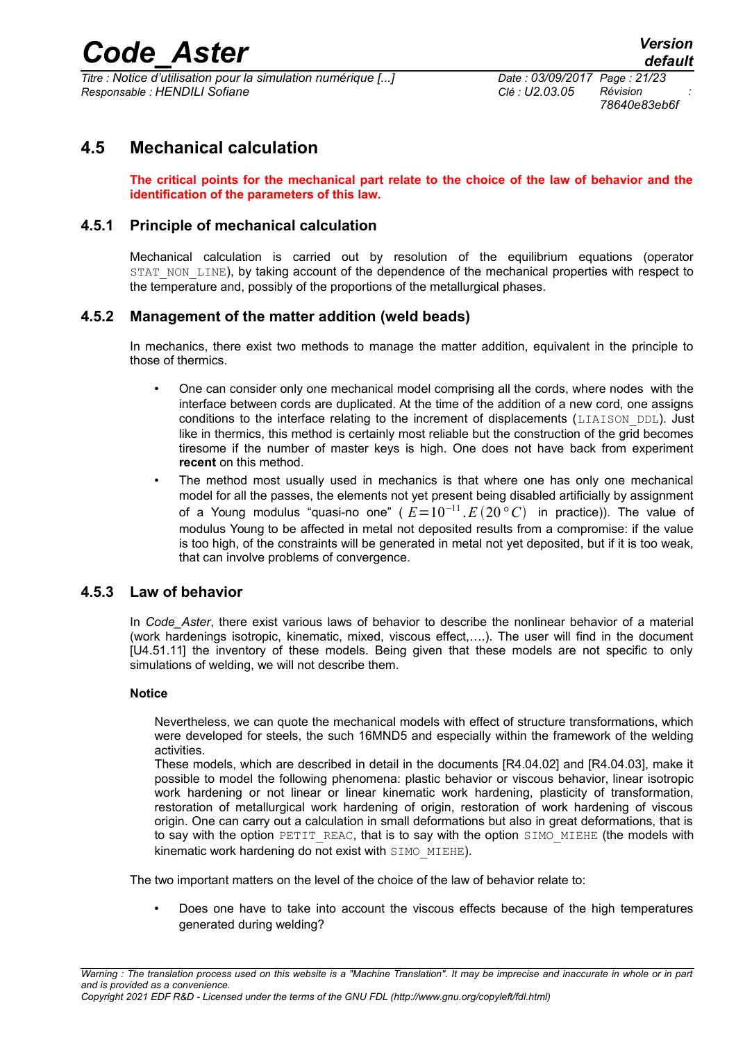## 4.5 Mechanical calculation

**The critical points for the mechanical part relate to the choice of the law of behavior and the identification of the parameters of this law.**

### 4.5.1 Principle of mechanical calculation

Mechanical calculation is carried out by resolution of the equilibrium equations (operator `STAT_NON_LINE`), by taking account of the dependence of the mechanical properties with respect to the temperature and, possibly of the proportions of the metallurgical phases.

### 4.5.2 Management of the matter addition (weld beads)

In mechanics, there exist two methods to manage the matter addition, equivalent in the principle to those of thermics.

- One can consider only one mechanical model comprising all the cords, where nodes with the interface between cords are duplicated. At the time of the addition of a new cord, one assigns conditions to the interface relating to the increment of displacements (`LIAISON_DDL`). Just like in thermics, this method is certainly most reliable but the construction of the grid becomes tiresome if the number of master keys is high. One does not have back from experiment **recent** on this method.
- The method most usually used in mechanics is that where one has only one mechanical model for all the passes, the elements not yet present being disabled artificially by assignment of a Young modulus "quasi-no one" ( $E=10^{-11}.E(20°C)$ in practice)). The value of modulus Young to be affected in metal not deposited results from a compromise: if the value is too high, of the constraints will be generated in metal not yet deposited, but if it is too weak, that can involve problems of convergence.

### 4.5.3 Law of behavior

In *Code_Aster*, there exist various laws of behavior to describe the nonlinear behavior of a material (work hardenings isotropic, kinematic, mixed, viscous effect,….). The user will find in the document [U4.51.11] the inventory of these models. Being given that these models are not specific to only simulations of welding, we will not describe them.

**Notice**

Nevertheless, we can quote the mechanical models with effect of structure transformations, which were developed for steels, the such 16MND5 and especially within the framework of the welding activities.
These models, which are described in detail in the documents [R4.04.02] and [R4.04.03], make it possible to model the following phenomena: plastic behavior or viscous behavior, linear isotropic work hardening or not linear or linear kinematic work hardening, plasticity of transformation, restoration of metallurgical work hardening of origin, restoration of work hardening of viscous origin. One can carry out a calculation in small deformations but also in great deformations, that is to say with the option `PETIT_REAC`, that is to say with the option `SIMO_MIEHE` (the models with kinematic work hardening do not exist with `SIMO_MIEHE`).

The two important matters on the level of the choice of the law of behavior relate to:

- Does one have to take into account the viscous effects because of the high temperatures generated during welding?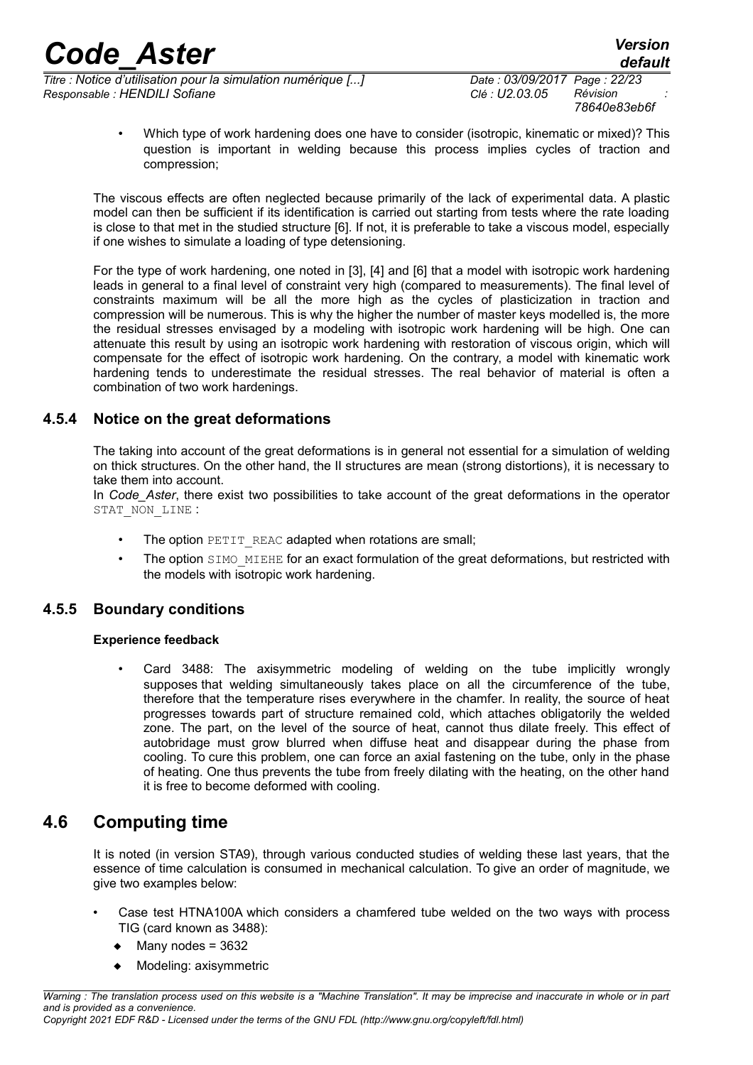- Which type of work hardening does one have to consider (isotropic, kinematic or mixed)? This question is important in welding because this process implies cycles of traction and compression;

The viscous effects are often neglected because primarily of the lack of experimental data. A plastic model can then be sufficient if its identification is carried out starting from tests where the rate loading is close to that met in the studied structure [6]. If not, it is preferable to take a viscous model, especially if one wishes to simulate a loading of type detensioning.

For the type of work hardening, one noted in [3], [4] and [6] that a model with isotropic work hardening leads in general to a final level of constraint very high (compared to measurements). The final level of constraints maximum will be all the more high as the cycles of plasticization in traction and compression will be numerous. This is why the higher the number of master keys modelled is, the more the residual stresses envisaged by a modeling with isotropic work hardening will be high. One can attenuate this result by using an isotropic work hardening with restoration of viscous origin, which will compensate for the effect of isotropic work hardening. On the contrary, a model with kinematic work hardening tends to underestimate the residual stresses. The real behavior of material is often a combination of two work hardenings.

### 4.5.4 Notice on the great deformations

The taking into account of the great deformations is in general not essential for a simulation of welding on thick structures. On the other hand, the II structures are mean (strong distortions), it is necessary to take them into account.

In *Code_Aster*, there exist two possibilities to take account of the great deformations in the operator `STAT_NON_LINE` :

- The option `PETIT_REAC` adapted when rotations are small;
- The option `SIMO_MIEHE` for an exact formulation of the great deformations, but restricted with the models with isotropic work hardening.

### 4.5.5 Boundary conditions

**Experience feedback**

- Card 3488: The axisymmetric modeling of welding on the tube implicitly wrongly supposes that welding simultaneously takes place on all the circumference of the tube, therefore that the temperature rises everywhere in the chamfer. In reality, the source of heat progresses towards part of structure remained cold, which attaches obligatorily the welded zone. The part, on the level of the source of heat, cannot thus dilate freely. This effect of autobridage must grow blurred when diffuse heat and disappear during the phase from cooling. To cure this problem, one can force an axial fastening on the tube, only in the phase of heating. One thus prevents the tube from freely dilating with the heating, on the other hand it is free to become deformed with cooling.

## 4.6 Computing time

It is noted (in version STA9), through various conducted studies of welding these last years, that the essence of time calculation is consumed in mechanical calculation. To give an order of magnitude, we give two examples below:

- Case test HTNA100A which considers a chamfered tube welded on the two ways with process TIG (card known as 3488):
  - Many nodes = 3632
  - Modeling: axisymmetric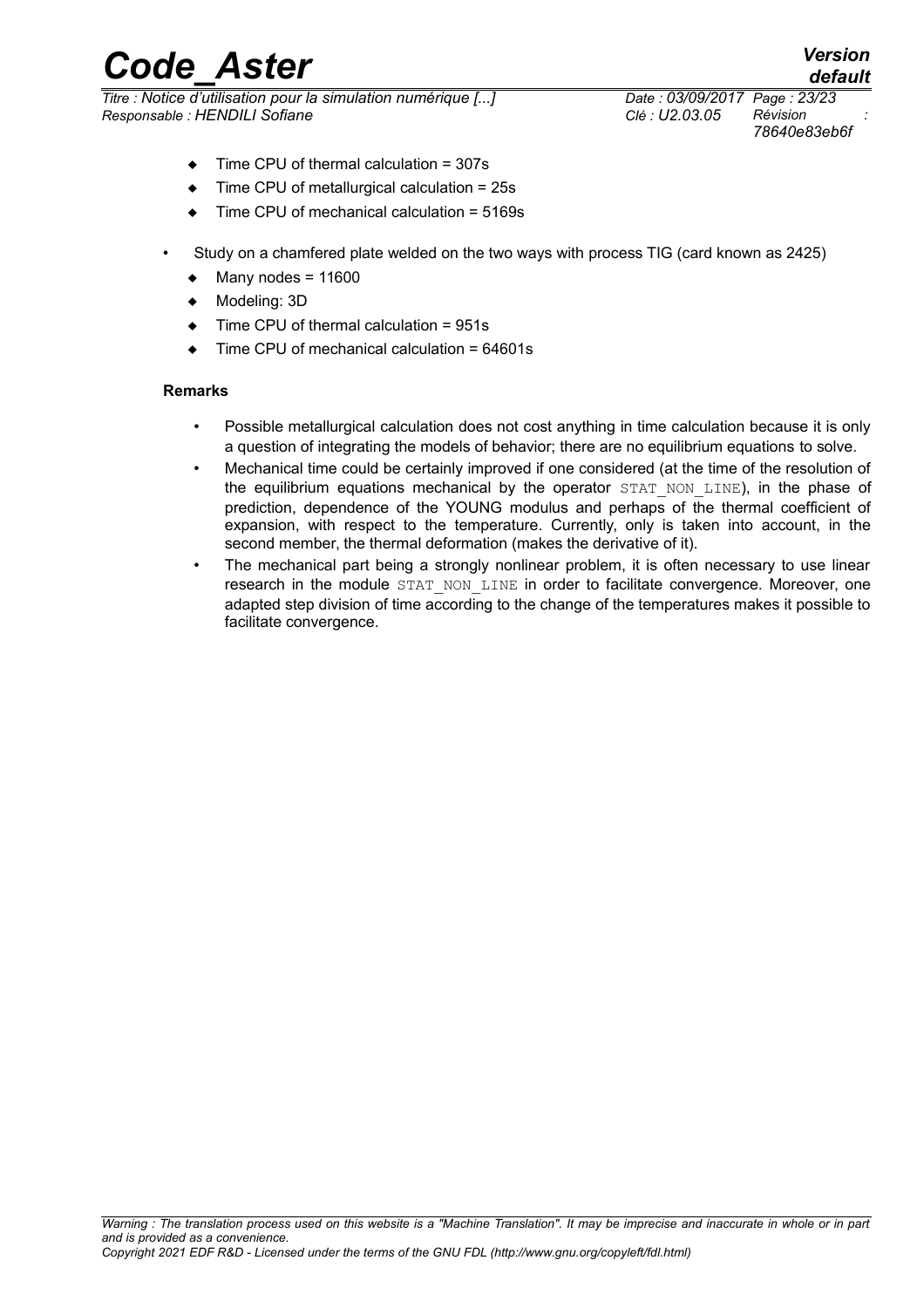- Time CPU of thermal calculation = 307s
- Time CPU of metallurgical calculation = 25s
- Time CPU of mechanical calculation = 5169s

- Study on a chamfered plate welded on the two ways with process TIG (card known as 2425)
  - Many nodes = 11600
  - Modeling: 3D
  - Time CPU of thermal calculation = 951s
  - Time CPU of mechanical calculation = 64601s

**Remarks**

- Possible metallurgical calculation does not cost anything in time calculation because it is only a question of integrating the models of behavior; there are no equilibrium equations to solve.
- Mechanical time could be certainly improved if one considered (at the time of the resolution of the equilibrium equations mechanical by the operator `STAT_NON_LINE`), in the phase of prediction, dependence of the YOUNG modulus and perhaps of the thermal coefficient of expansion, with respect to the temperature. Currently, only is taken into account, in the second member, the thermal deformation (makes the derivative of it).
- The mechanical part being a strongly nonlinear problem, it is often necessary to use linear research in the module `STAT_NON_LINE` in order to facilitate convergence. Moreover, one adapted step division of time according to the change of the temperatures makes it possible to facilitate convergence.